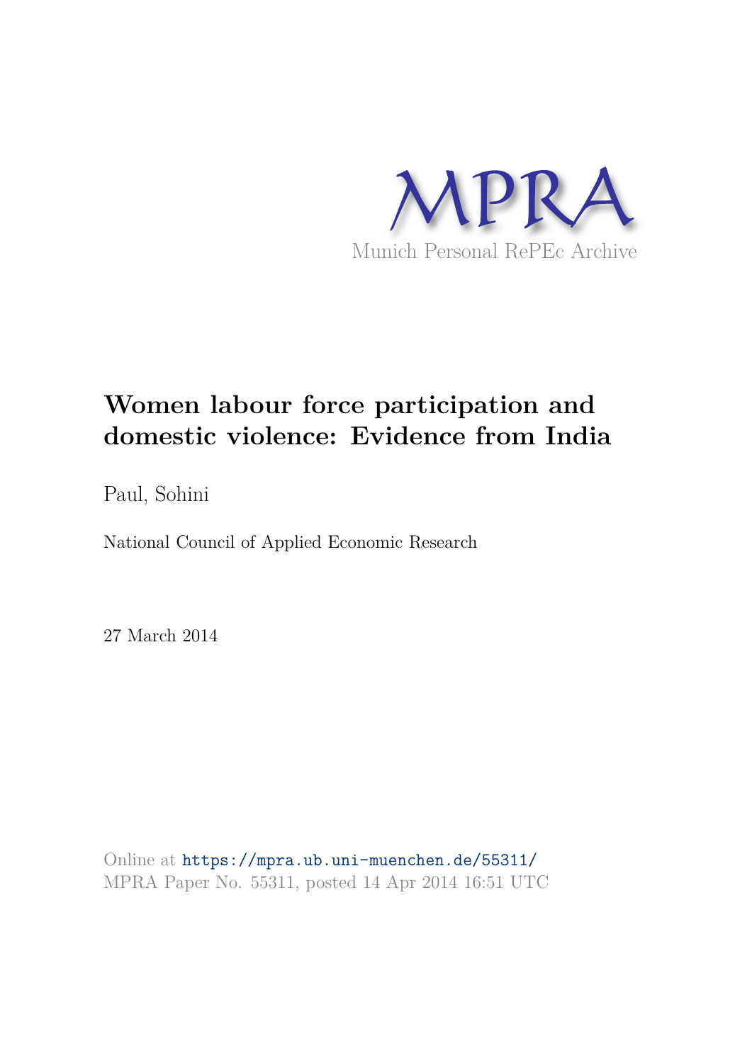MPRA

Munich Personal RePEc Archive

# Women labour force participation and domestic violence: Evidence from India

Paul, Sohini

National Council of Applied Economic Research

27 March 2014

Online at https://mpra.ub.uni-muenchen.de/55311/
MPRA Paper No. 55311, posted 14 Apr 2014 16:51 UTC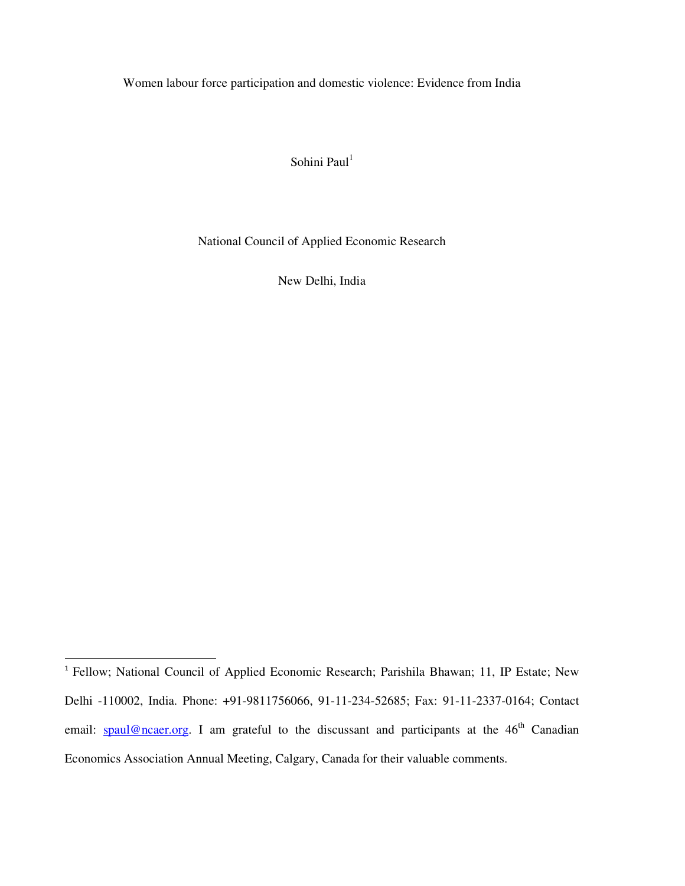# Women labour force participation and domestic violence: Evidence from India

Sohini Paul[1]

National Council of Applied Economic Research

New Delhi, India

[1] Fellow; National Council of Applied Economic Research; Parishila Bhawan; 11, IP Estate; New Delhi -110002, India. Phone: +91-9811756066, 91-11-234-52685; Fax: 91-11-2337-0164; Contact email: spaul@ncaer.org. I am grateful to the discussant and participants at the 46th Canadian Economics Association Annual Meeting, Calgary, Canada for their valuable comments.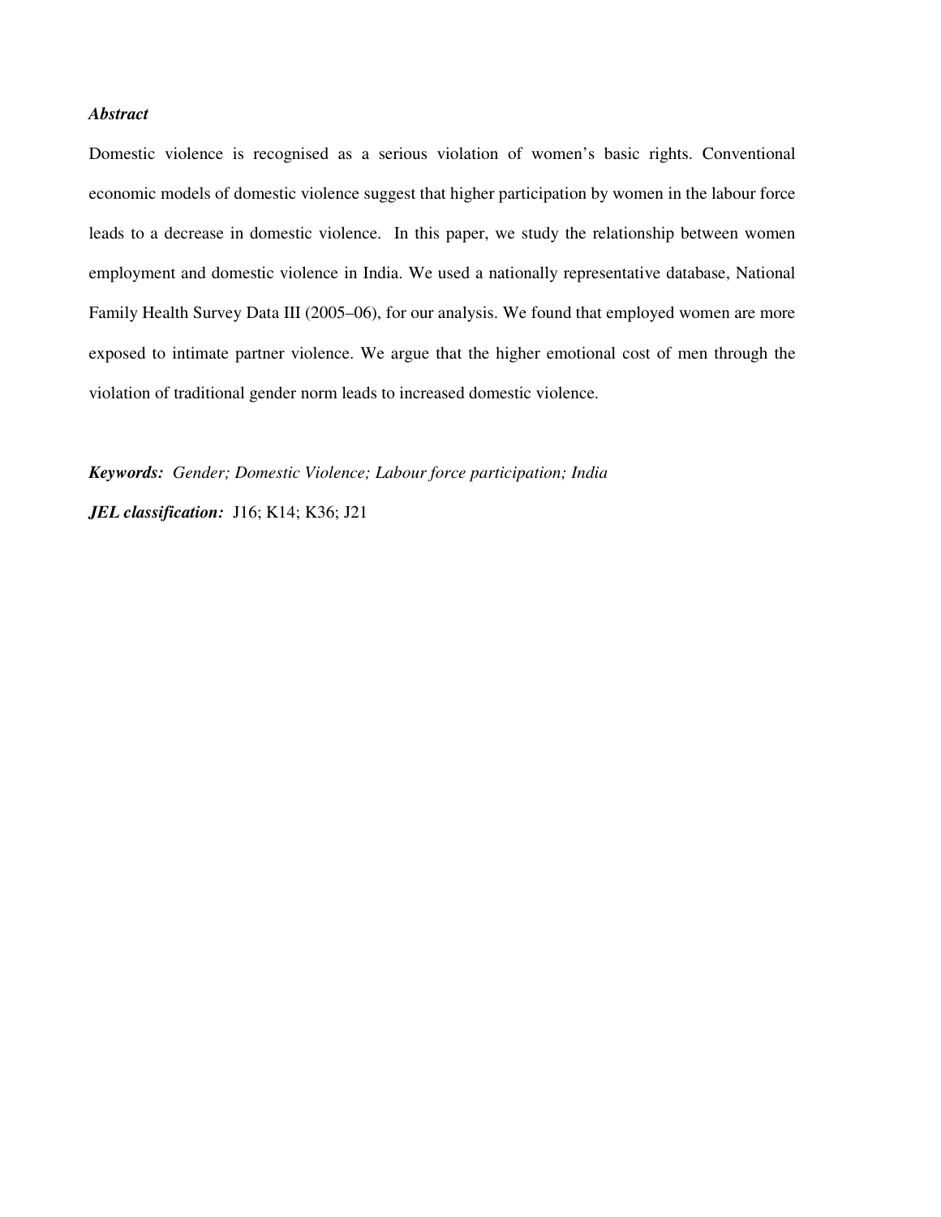***Abstract***

Domestic violence is recognised as a serious violation of women's basic rights. Conventional economic models of domestic violence suggest that higher participation by women in the labour force leads to a decrease in domestic violence. In this paper, we study the relationship between women employment and domestic violence in India. We used a nationally representative database, National Family Health Survey Data III (2005–06), for our analysis. We found that employed women are more exposed to intimate partner violence. We argue that the higher emotional cost of men through the violation of traditional gender norm leads to increased domestic violence.

***Keywords:*** *Gender; Domestic Violence; Labour force participation; India*

***JEL classification:*** J16; K14; K36; J21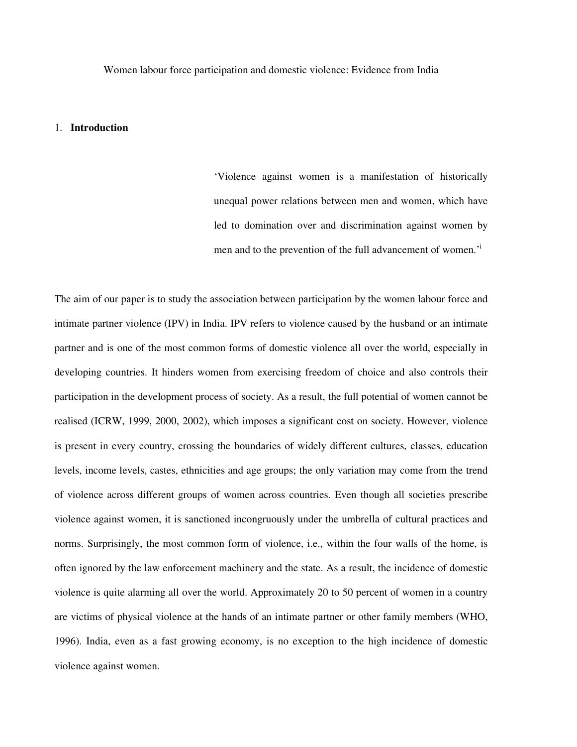Women labour force participation and domestic violence: Evidence from India

# 1. Introduction

> 'Violence against women is a manifestation of historically unequal power relations between men and women, which have led to domination over and discrimination against women by men and to the prevention of the full advancement of women.'[i]

The aim of our paper is to study the association between participation by the women labour force and intimate partner violence (IPV) in India. IPV refers to violence caused by the husband or an intimate partner and is one of the most common forms of domestic violence all over the world, especially in developing countries. It hinders women from exercising freedom of choice and also controls their participation in the development process of society. As a result, the full potential of women cannot be realised (ICRW, 1999, 2000, 2002), which imposes a significant cost on society. However, violence is present in every country, crossing the boundaries of widely different cultures, classes, education levels, income levels, castes, ethnicities and age groups; the only variation may come from the trend of violence across different groups of women across countries. Even though all societies prescribe violence against women, it is sanctioned incongruously under the umbrella of cultural practices and norms. Surprisingly, the most common form of violence, i.e., within the four walls of the home, is often ignored by the law enforcement machinery and the state. As a result, the incidence of domestic violence is quite alarming all over the world. Approximately 20 to 50 percent of women in a country are victims of physical violence at the hands of an intimate partner or other family members (WHO, 1996). India, even as a fast growing economy, is no exception to the high incidence of domestic violence against women.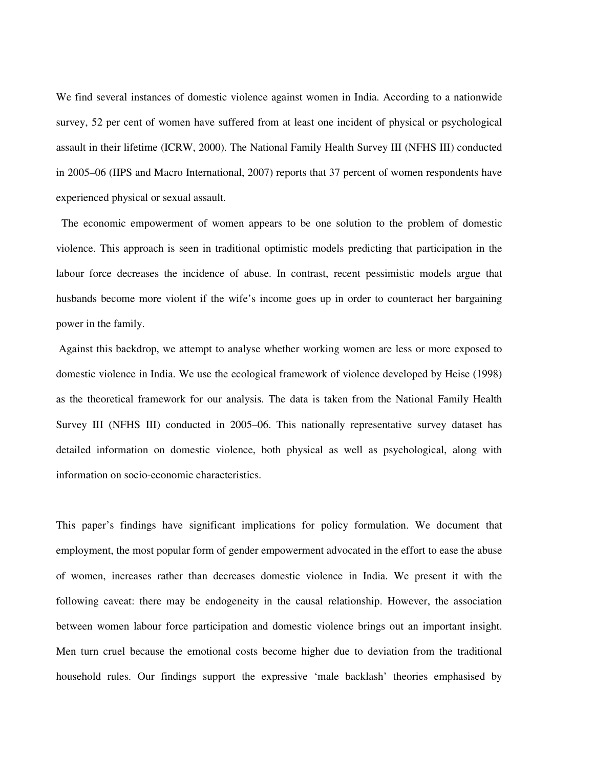We find several instances of domestic violence against women in India. According to a nationwide survey, 52 per cent of women have suffered from at least one incident of physical or psychological assault in their lifetime (ICRW, 2000). The National Family Health Survey III (NFHS III) conducted in 2005–06 (IIPS and Macro International, 2007) reports that 37 percent of women respondents have experienced physical or sexual assault.

The economic empowerment of women appears to be one solution to the problem of domestic violence. This approach is seen in traditional optimistic models predicting that participation in the labour force decreases the incidence of abuse. In contrast, recent pessimistic models argue that husbands become more violent if the wife's income goes up in order to counteract her bargaining power in the family.

Against this backdrop, we attempt to analyse whether working women are less or more exposed to domestic violence in India. We use the ecological framework of violence developed by Heise (1998) as the theoretical framework for our analysis. The data is taken from the National Family Health Survey III (NFHS III) conducted in 2005–06. This nationally representative survey dataset has detailed information on domestic violence, both physical as well as psychological, along with information on socio-economic characteristics.

This paper's findings have significant implications for policy formulation. We document that employment, the most popular form of gender empowerment advocated in the effort to ease the abuse of women, increases rather than decreases domestic violence in India. We present it with the following caveat: there may be endogeneity in the causal relationship. However, the association between women labour force participation and domestic violence brings out an important insight. Men turn cruel because the emotional costs become higher due to deviation from the traditional household rules. Our findings support the expressive 'male backlash' theories emphasised by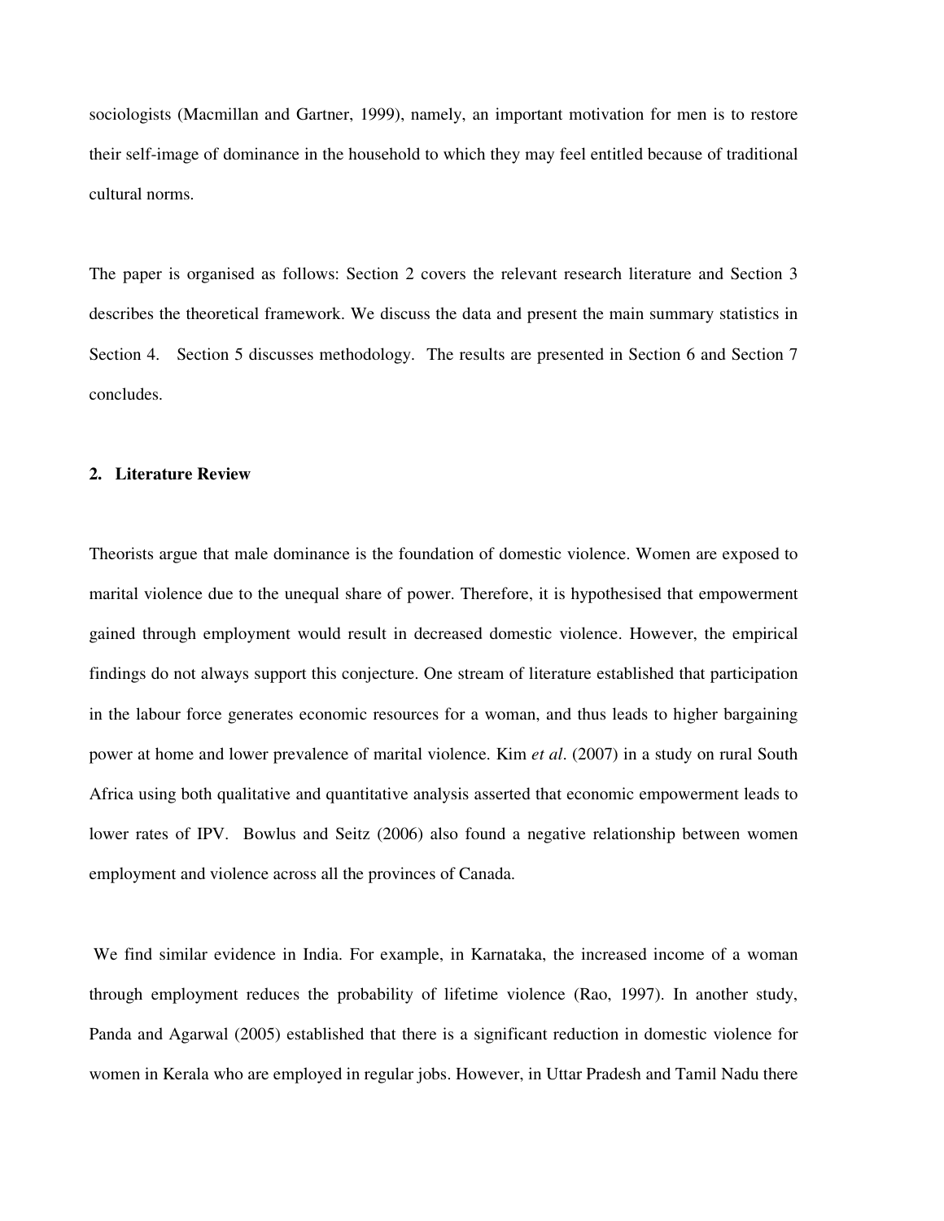sociologists (Macmillan and Gartner, 1999), namely, an important motivation for men is to restore their self-image of dominance in the household to which they may feel entitled because of traditional cultural norms.

The paper is organised as follows: Section 2 covers the relevant research literature and Section 3 describes the theoretical framework. We discuss the data and present the main summary statistics in Section 4. Section 5 discusses methodology. The results are presented in Section 6 and Section 7 concludes.

## 2. Literature Review

Theorists argue that male dominance is the foundation of domestic violence. Women are exposed to marital violence due to the unequal share of power. Therefore, it is hypothesised that empowerment gained through employment would result in decreased domestic violence. However, the empirical findings do not always support this conjecture. One stream of literature established that participation in the labour force generates economic resources for a woman, and thus leads to higher bargaining power at home and lower prevalence of marital violence. Kim *et al*. (2007) in a study on rural South Africa using both qualitative and quantitative analysis asserted that economic empowerment leads to lower rates of IPV. Bowlus and Seitz (2006) also found a negative relationship between women employment and violence across all the provinces of Canada.

We find similar evidence in India. For example, in Karnataka, the increased income of a woman through employment reduces the probability of lifetime violence (Rao, 1997). In another study, Panda and Agarwal (2005) established that there is a significant reduction in domestic violence for women in Kerala who are employed in regular jobs. However, in Uttar Pradesh and Tamil Nadu there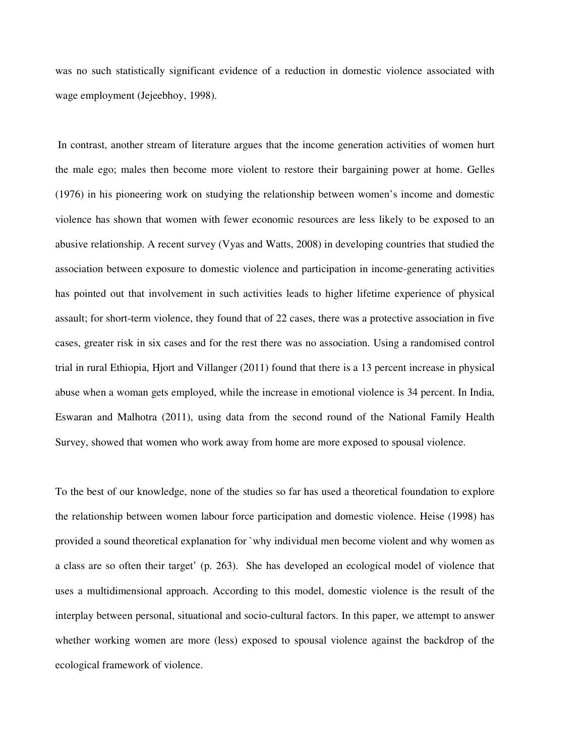was no such statistically significant evidence of a reduction in domestic violence associated with wage employment (Jejeebhoy, 1998).

In contrast, another stream of literature argues that the income generation activities of women hurt the male ego; males then become more violent to restore their bargaining power at home. Gelles (1976) in his pioneering work on studying the relationship between women's income and domestic violence has shown that women with fewer economic resources are less likely to be exposed to an abusive relationship. A recent survey (Vyas and Watts, 2008) in developing countries that studied the association between exposure to domestic violence and participation in income-generating activities has pointed out that involvement in such activities leads to higher lifetime experience of physical assault; for short-term violence, they found that of 22 cases, there was a protective association in five cases, greater risk in six cases and for the rest there was no association. Using a randomised control trial in rural Ethiopia, Hjort and Villanger (2011) found that there is a 13 percent increase in physical abuse when a woman gets employed, while the increase in emotional violence is 34 percent. In India, Eswaran and Malhotra (2011), using data from the second round of the National Family Health Survey, showed that women who work away from home are more exposed to spousal violence.

To the best of our knowledge, none of the studies so far has used a theoretical foundation to explore the relationship between women labour force participation and domestic violence. Heise (1998) has provided a sound theoretical explanation for `why individual men become violent and why women as a class are so often their target' (p. 263). She has developed an ecological model of violence that uses a multidimensional approach. According to this model, domestic violence is the result of the interplay between personal, situational and socio-cultural factors. In this paper, we attempt to answer whether working women are more (less) exposed to spousal violence against the backdrop of the ecological framework of violence.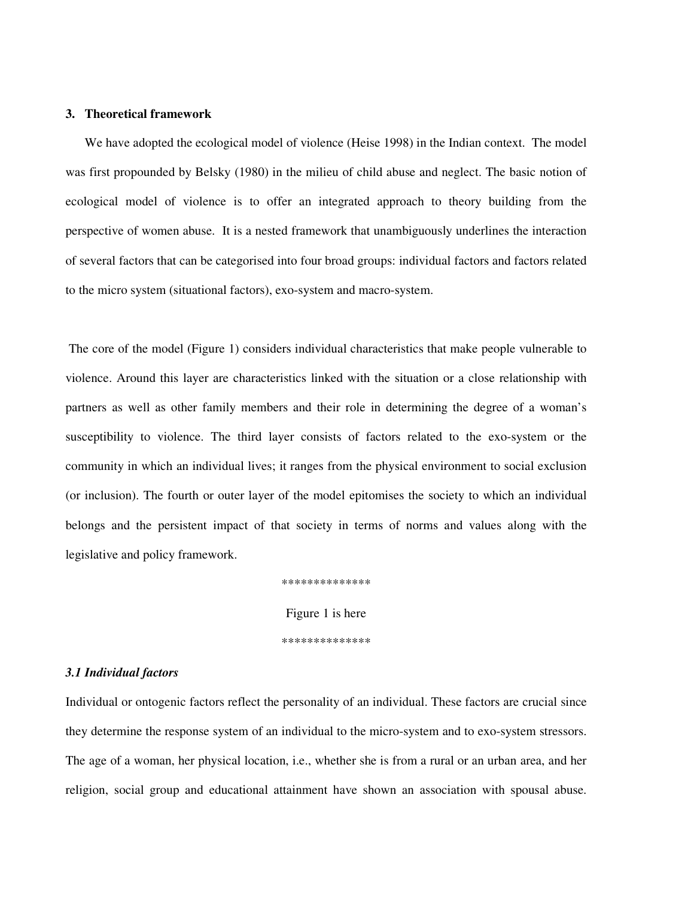## 3. Theoretical framework

We have adopted the ecological model of violence (Heise 1998) in the Indian context. The model was first propounded by Belsky (1980) in the milieu of child abuse and neglect. The basic notion of ecological model of violence is to offer an integrated approach to theory building from the perspective of women abuse. It is a nested framework that unambiguously underlines the interaction of several factors that can be categorised into four broad groups: individual factors and factors related to the micro system (situational factors), exo-system and macro-system.

The core of the model (Figure 1) considers individual characteristics that make people vulnerable to violence. Around this layer are characteristics linked with the situation or a close relationship with partners as well as other family members and their role in determining the degree of a woman's susceptibility to violence. The third layer consists of factors related to the exo-system or the community in which an individual lives; it ranges from the physical environment to social exclusion (or inclusion). The fourth or outer layer of the model epitomises the society to which an individual belongs and the persistent impact of that society in terms of norms and values along with the legislative and policy framework.

**************

Figure 1 is here

**************

### *3.1 Individual factors*

Individual or ontogenic factors reflect the personality of an individual. These factors are crucial since they determine the response system of an individual to the micro-system and to exo-system stressors. The age of a woman, her physical location, i.e., whether she is from a rural or an urban area, and her religion, social group and educational attainment have shown an association with spousal abuse.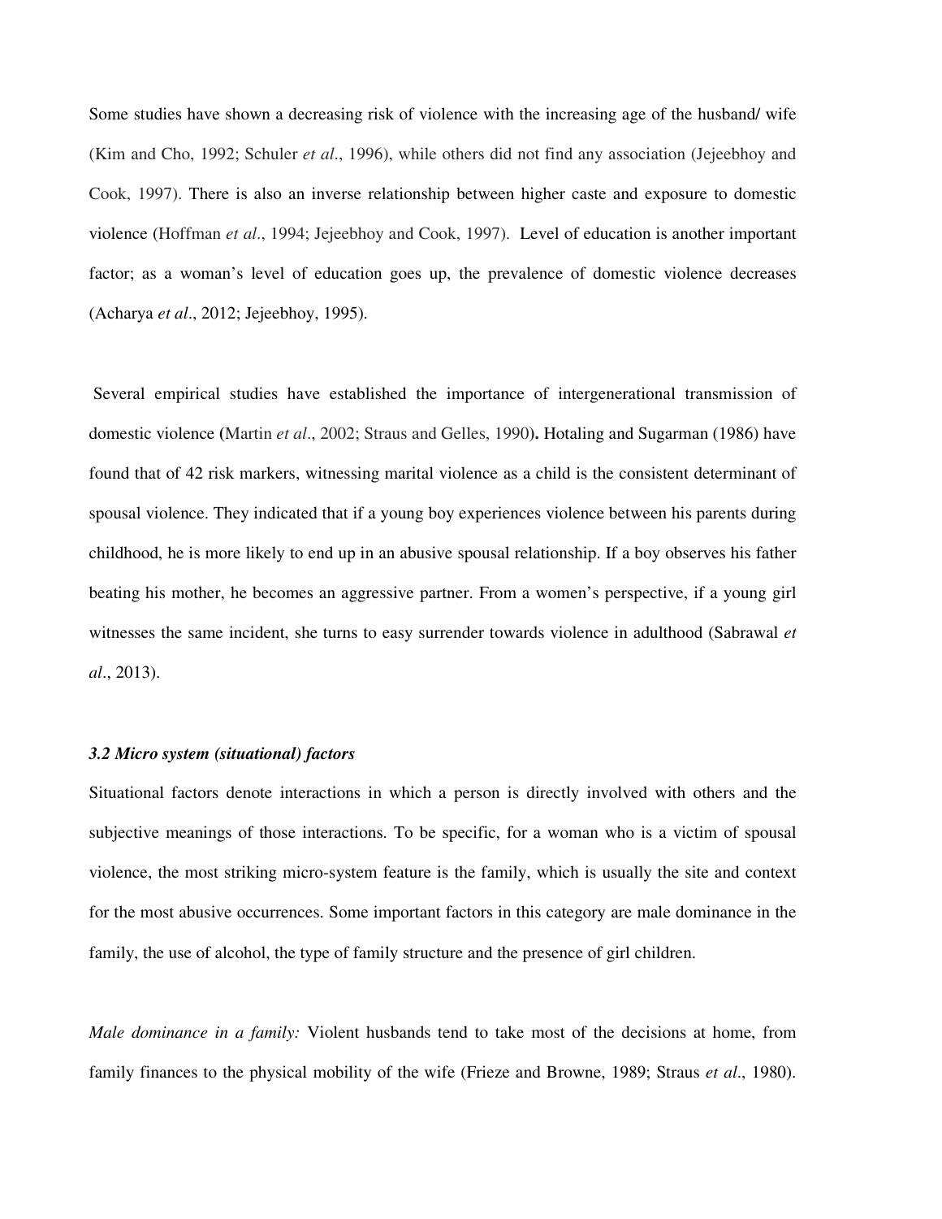Some studies have shown a decreasing risk of violence with the increasing age of the husband/ wife (Kim and Cho, 1992; Schuler *et al*., 1996), while others did not find any association (Jejeebhoy and Cook, 1997). There is also an inverse relationship between higher caste and exposure to domestic violence (Hoffman *et al*., 1994; Jejeebhoy and Cook, 1997). Level of education is another important factor; as a woman's level of education goes up, the prevalence of domestic violence decreases (Acharya *et al*., 2012; Jejeebhoy, 1995).

Several empirical studies have established the importance of intergenerational transmission of domestic violence (Martin *et al*., 2002; Straus and Gelles, 1990). Hotaling and Sugarman (1986) have found that of 42 risk markers, witnessing marital violence as a child is the consistent determinant of spousal violence. They indicated that if a young boy experiences violence between his parents during childhood, he is more likely to end up in an abusive spousal relationship. If a boy observes his father beating his mother, he becomes an aggressive partner. From a women's perspective, if a young girl witnesses the same incident, she turns to easy surrender towards violence in adulthood (Sabrawal *et al*., 2013).

### *3.2 Micro system (situational) factors*

Situational factors denote interactions in which a person is directly involved with others and the subjective meanings of those interactions. To be specific, for a woman who is a victim of spousal violence, the most striking micro-system feature is the family, which is usually the site and context for the most abusive occurrences. Some important factors in this category are male dominance in the family, the use of alcohol, the type of family structure and the presence of girl children.

*Male dominance in a family:* Violent husbands tend to take most of the decisions at home, from family finances to the physical mobility of the wife (Frieze and Browne, 1989; Straus *et al*., 1980).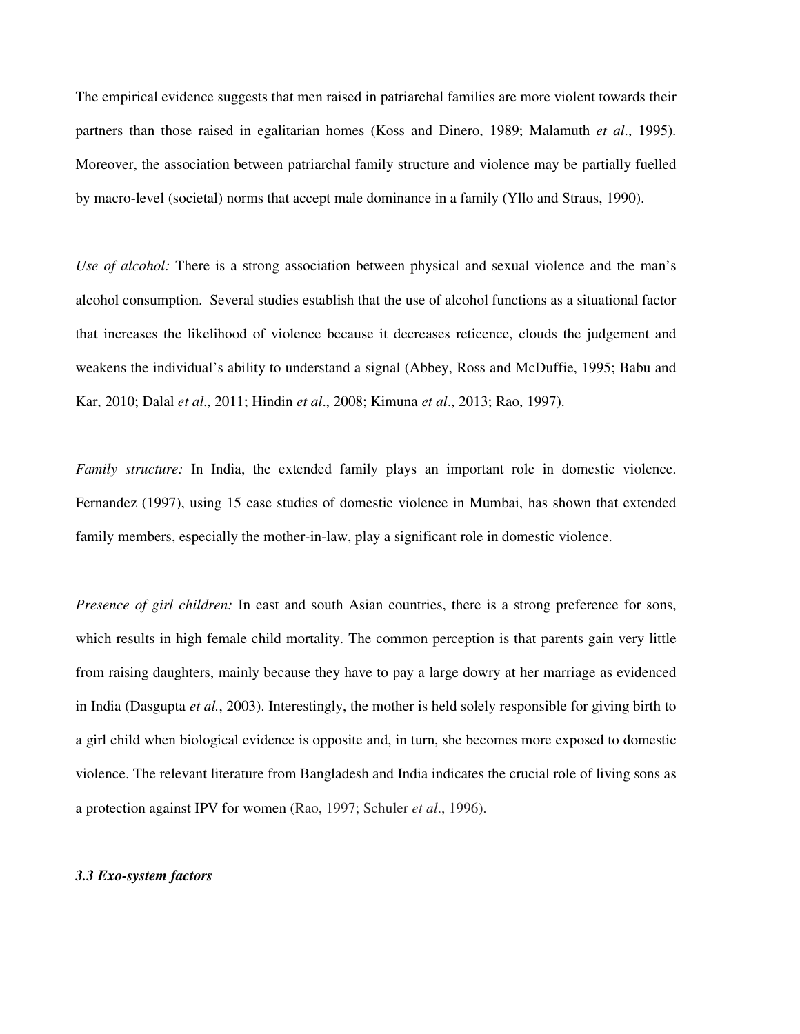The empirical evidence suggests that men raised in patriarchal families are more violent towards their partners than those raised in egalitarian homes (Koss and Dinero, 1989; Malamuth *et al*., 1995). Moreover, the association between patriarchal family structure and violence may be partially fuelled by macro-level (societal) norms that accept male dominance in a family (Yllo and Straus, 1990).

*Use of alcohol:* There is a strong association between physical and sexual violence and the man's alcohol consumption. Several studies establish that the use of alcohol functions as a situational factor that increases the likelihood of violence because it decreases reticence, clouds the judgement and weakens the individual's ability to understand a signal (Abbey, Ross and McDuffie, 1995; Babu and Kar, 2010; Dalal *et al*., 2011; Hindin *et al*., 2008; Kimuna *et al*., 2013; Rao, 1997).

*Family structure:* In India, the extended family plays an important role in domestic violence. Fernandez (1997), using 15 case studies of domestic violence in Mumbai, has shown that extended family members, especially the mother-in-law, play a significant role in domestic violence.

*Presence of girl children:* In east and south Asian countries, there is a strong preference for sons, which results in high female child mortality. The common perception is that parents gain very little from raising daughters, mainly because they have to pay a large dowry at her marriage as evidenced in India (Dasgupta *et al.*, 2003). Interestingly, the mother is held solely responsible for giving birth to a girl child when biological evidence is opposite and, in turn, she becomes more exposed to domestic violence. The relevant literature from Bangladesh and India indicates the crucial role of living sons as a protection against IPV for women (Rao, 1997; Schuler *et al*., 1996).

### *3.3 Exo-system factors*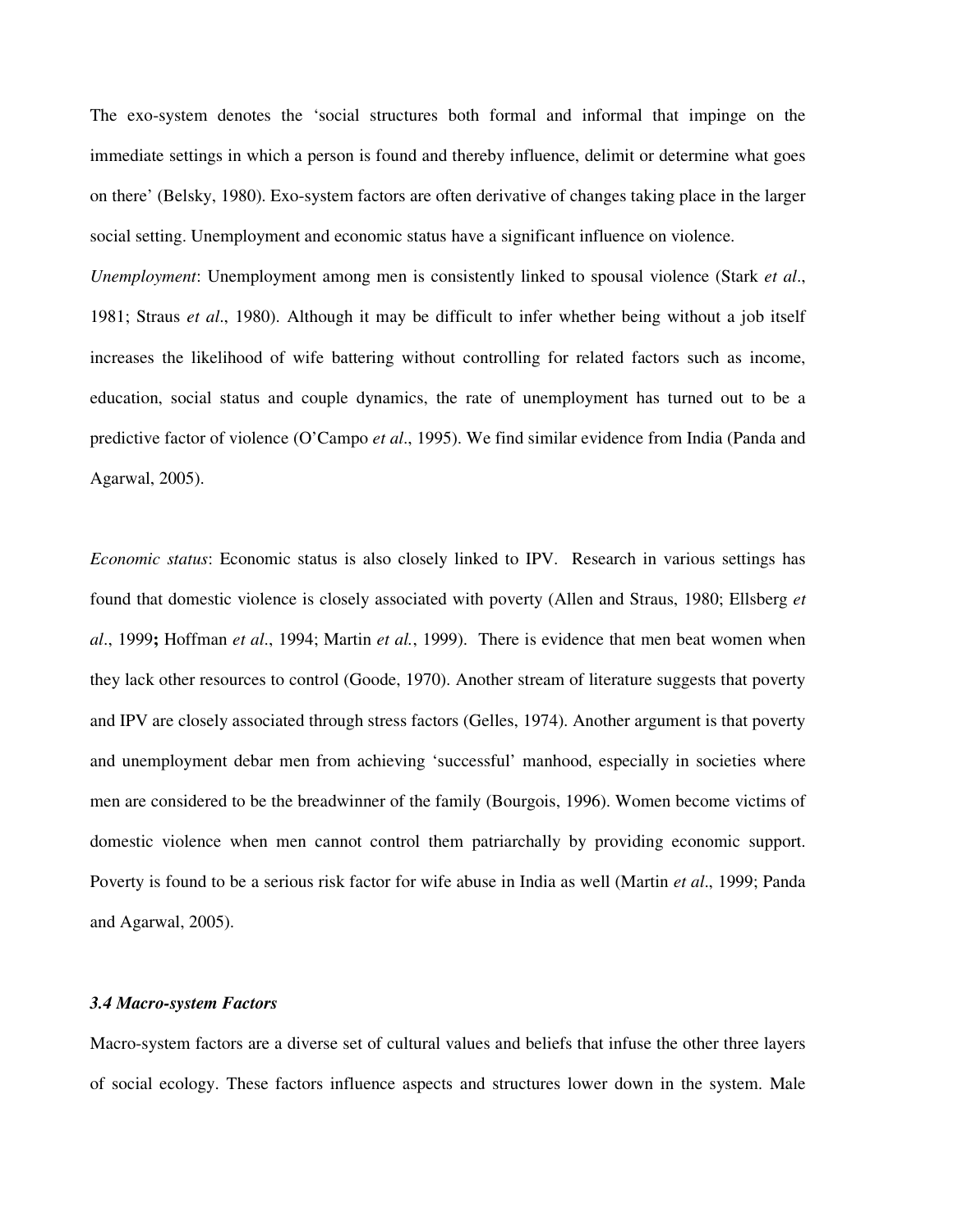The exo-system denotes the 'social structures both formal and informal that impinge on the immediate settings in which a person is found and thereby influence, delimit or determine what goes on there' (Belsky, 1980). Exo-system factors are often derivative of changes taking place in the larger social setting. Unemployment and economic status have a significant influence on violence.

*Unemployment*: Unemployment among men is consistently linked to spousal violence (Stark *et al*., 1981; Straus *et al*., 1980). Although it may be difficult to infer whether being without a job itself increases the likelihood of wife battering without controlling for related factors such as income, education, social status and couple dynamics, the rate of unemployment has turned out to be a predictive factor of violence (O'Campo *et al*., 1995). We find similar evidence from India (Panda and Agarwal, 2005).

*Economic status*: Economic status is also closely linked to IPV. Research in various settings has found that domestic violence is closely associated with poverty (Allen and Straus, 1980; Ellsberg *et al*., 1999**;** Hoffman *et al*., 1994; Martin *et al.*, 1999). There is evidence that men beat women when they lack other resources to control (Goode, 1970). Another stream of literature suggests that poverty and IPV are closely associated through stress factors (Gelles, 1974). Another argument is that poverty and unemployment debar men from achieving 'successful' manhood, especially in societies where men are considered to be the breadwinner of the family (Bourgois, 1996). Women become victims of domestic violence when men cannot control them patriarchally by providing economic support. Poverty is found to be a serious risk factor for wife abuse in India as well (Martin *et al*., 1999; Panda and Agarwal, 2005).

### *3.4 Macro-system Factors*

Macro-system factors are a diverse set of cultural values and beliefs that infuse the other three layers of social ecology. These factors influence aspects and structures lower down in the system. Male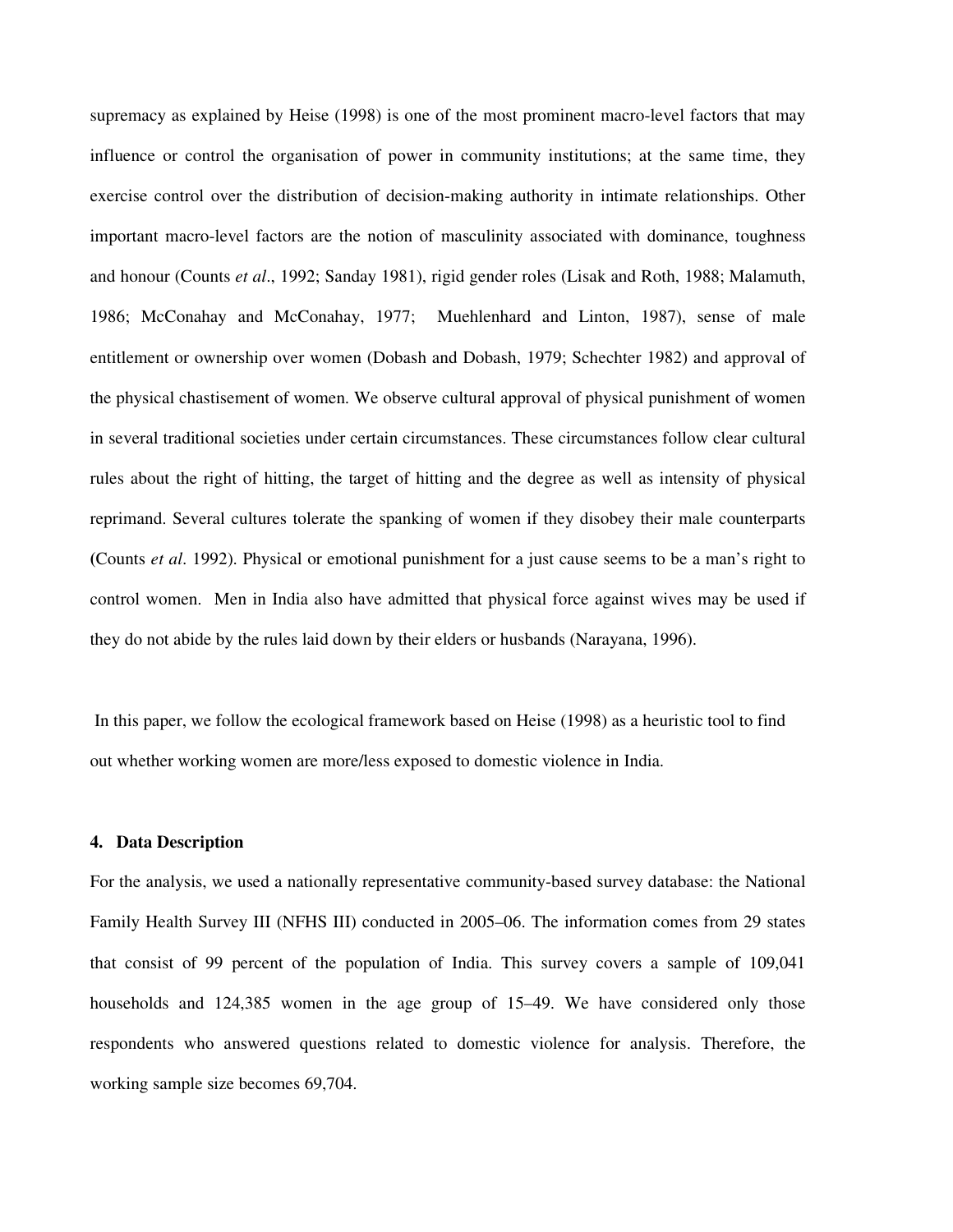supremacy as explained by Heise (1998) is one of the most prominent macro-level factors that may influence or control the organisation of power in community institutions; at the same time, they exercise control over the distribution of decision-making authority in intimate relationships. Other important macro-level factors are the notion of masculinity associated with dominance, toughness and honour (Counts *et al*., 1992; Sanday 1981), rigid gender roles (Lisak and Roth, 1988; Malamuth, 1986; McConahay and McConahay, 1977; Muehlenhard and Linton, 1987), sense of male entitlement or ownership over women (Dobash and Dobash, 1979; Schechter 1982) and approval of the physical chastisement of women. We observe cultural approval of physical punishment of women in several traditional societies under certain circumstances. These circumstances follow clear cultural rules about the right of hitting, the target of hitting and the degree as well as intensity of physical reprimand. Several cultures tolerate the spanking of women if they disobey their male counterparts **(**Counts *et al*. 1992). Physical or emotional punishment for a just cause seems to be a man's right to control women. Men in India also have admitted that physical force against wives may be used if they do not abide by the rules laid down by their elders or husbands (Narayana, 1996).

In this paper, we follow the ecological framework based on Heise (1998) as a heuristic tool to find out whether working women are more/less exposed to domestic violence in India.

## 4. Data Description

For the analysis, we used a nationally representative community-based survey database: the National Family Health Survey III (NFHS III) conducted in 2005–06. The information comes from 29 states that consist of 99 percent of the population of India. This survey covers a sample of 109,041 households and 124,385 women in the age group of 15–49. We have considered only those respondents who answered questions related to domestic violence for analysis. Therefore, the working sample size becomes 69,704.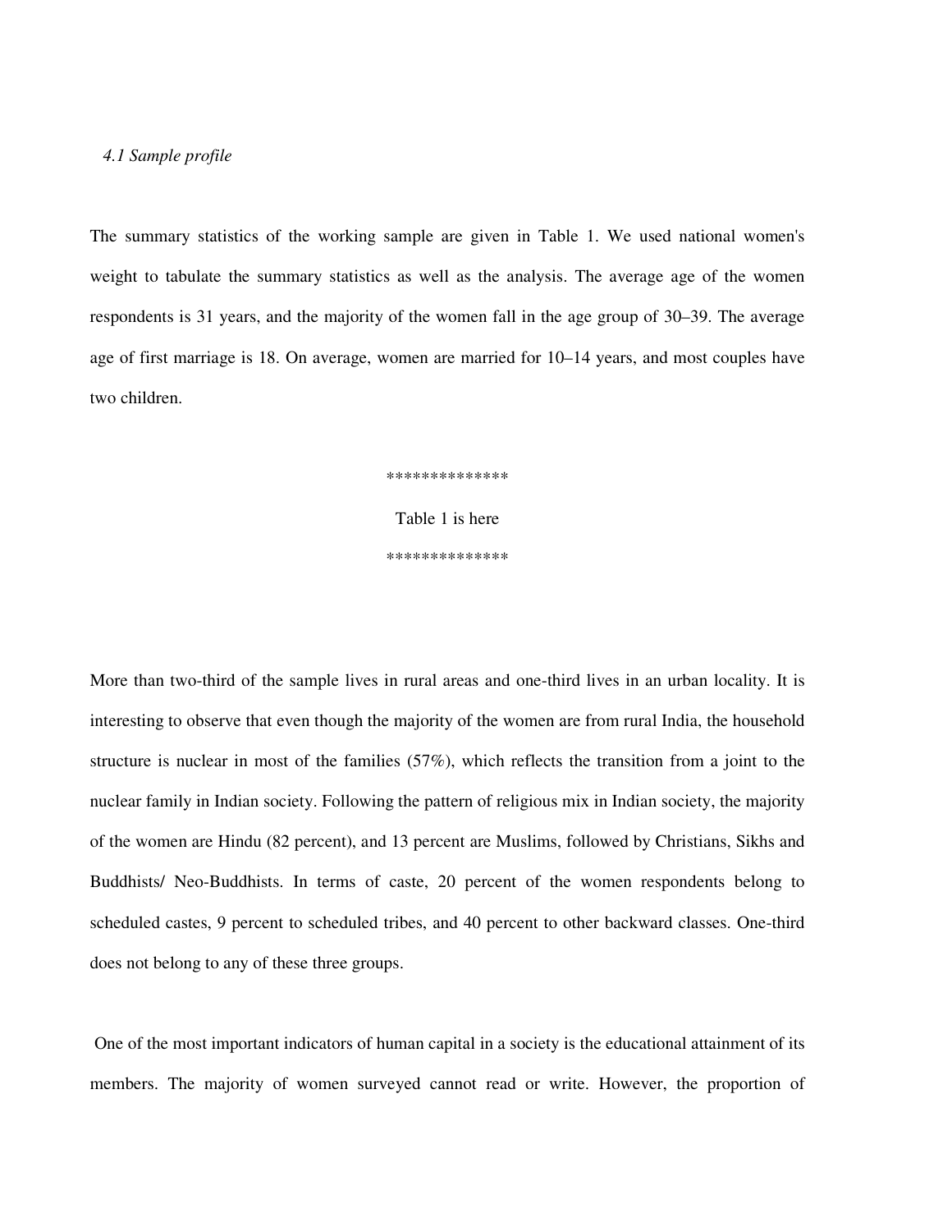*4.1 Sample profile*

The summary statistics of the working sample are given in Table 1. We used national women's weight to tabulate the summary statistics as well as the analysis. The average age of the women respondents is 31 years, and the majority of the women fall in the age group of 30–39. The average age of first marriage is 18. On average, women are married for 10–14 years, and most couples have two children.

**************

Table 1 is here

**************

More than two-third of the sample lives in rural areas and one-third lives in an urban locality. It is interesting to observe that even though the majority of the women are from rural India, the household structure is nuclear in most of the families (57%), which reflects the transition from a joint to the nuclear family in Indian society. Following the pattern of religious mix in Indian society, the majority of the women are Hindu (82 percent), and 13 percent are Muslims, followed by Christians, Sikhs and Buddhists/ Neo-Buddhists. In terms of caste, 20 percent of the women respondents belong to scheduled castes, 9 percent to scheduled tribes, and 40 percent to other backward classes. One-third does not belong to any of these three groups.

One of the most important indicators of human capital in a society is the educational attainment of its members. The majority of women surveyed cannot read or write. However, the proportion of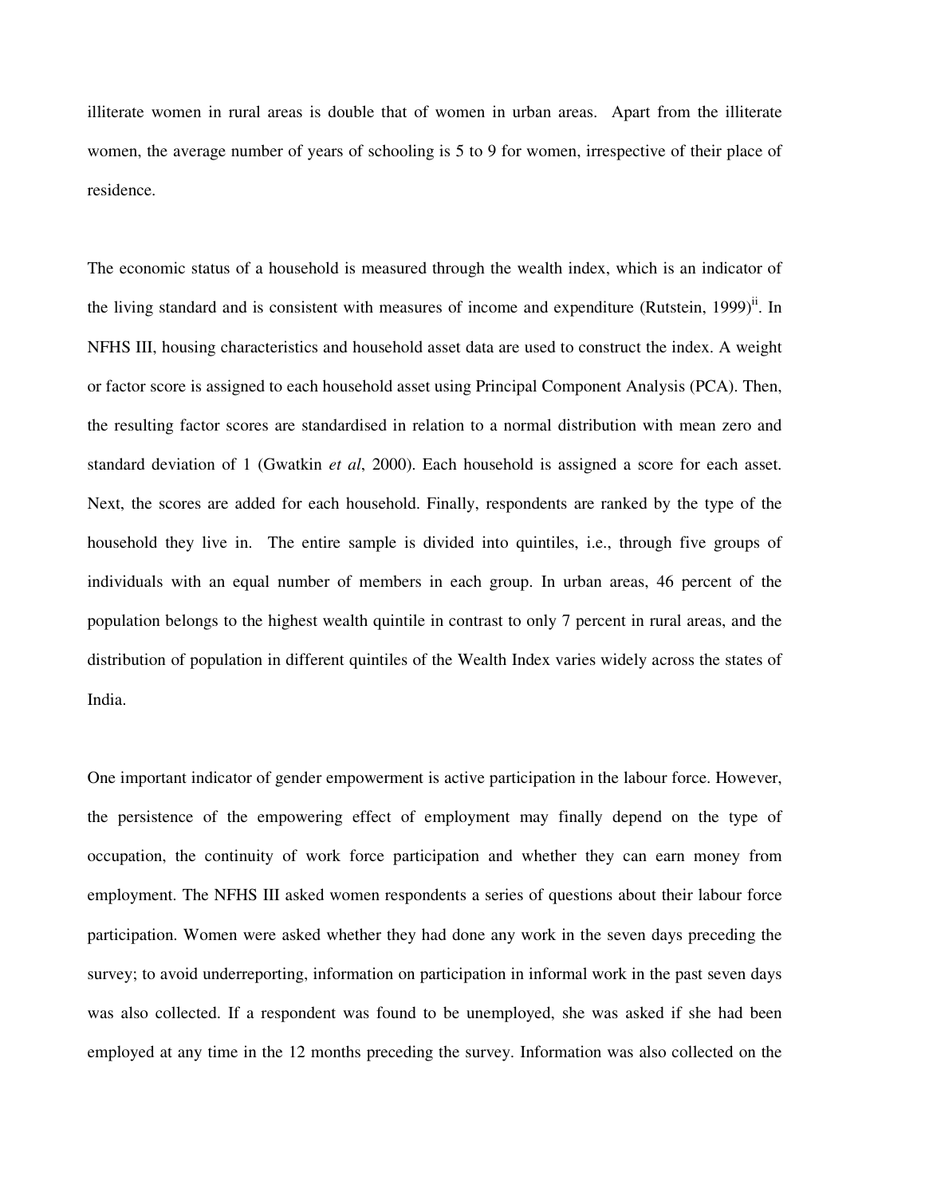illiterate women in rural areas is double that of women in urban areas. Apart from the illiterate women, the average number of years of schooling is 5 to 9 for women, irrespective of their place of residence.

The economic status of a household is measured through the wealth index, which is an indicator of the living standard and is consistent with measures of income and expenditure (Rutstein, 1999)[ii]. In NFHS III, housing characteristics and household asset data are used to construct the index. A weight or factor score is assigned to each household asset using Principal Component Analysis (PCA). Then, the resulting factor scores are standardised in relation to a normal distribution with mean zero and standard deviation of 1 (Gwatkin *et al*, 2000). Each household is assigned a score for each asset. Next, the scores are added for each household. Finally, respondents are ranked by the type of the household they live in. The entire sample is divided into quintiles, i.e., through five groups of individuals with an equal number of members in each group. In urban areas, 46 percent of the population belongs to the highest wealth quintile in contrast to only 7 percent in rural areas, and the distribution of population in different quintiles of the Wealth Index varies widely across the states of India.

One important indicator of gender empowerment is active participation in the labour force. However, the persistence of the empowering effect of employment may finally depend on the type of occupation, the continuity of work force participation and whether they can earn money from employment. The NFHS III asked women respondents a series of questions about their labour force participation. Women were asked whether they had done any work in the seven days preceding the survey; to avoid underreporting, information on participation in informal work in the past seven days was also collected. If a respondent was found to be unemployed, she was asked if she had been employed at any time in the 12 months preceding the survey. Information was also collected on the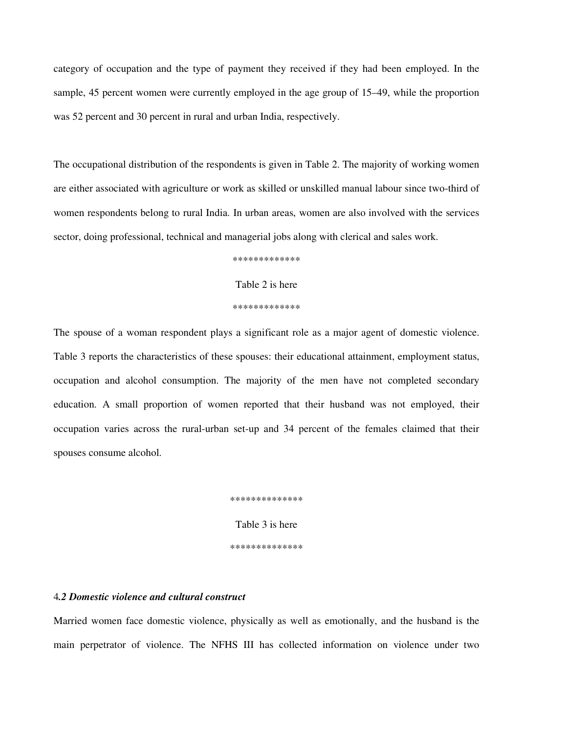category of occupation and the type of payment they received if they had been employed. In the sample, 45 percent women were currently employed in the age group of 15–49, while the proportion was 52 percent and 30 percent in rural and urban India, respectively.

The occupational distribution of the respondents is given in Table 2. The majority of working women are either associated with agriculture or work as skilled or unskilled manual labour since two-third of women respondents belong to rural India. In urban areas, women are also involved with the services sector, doing professional, technical and managerial jobs along with clerical and sales work.

*************

Table 2 is here

*************

The spouse of a woman respondent plays a significant role as a major agent of domestic violence. Table 3 reports the characteristics of these spouses: their educational attainment, employment status, occupation and alcohol consumption. The majority of the men have not completed secondary education. A small proportion of women reported that their husband was not employed, their occupation varies across the rural-urban set-up and 34 percent of the females claimed that their spouses consume alcohol.

**************

Table 3 is here

**************

### 4*.2 Domestic violence and cultural construct*

Married women face domestic violence, physically as well as emotionally, and the husband is the main perpetrator of violence. The NFHS III has collected information on violence under two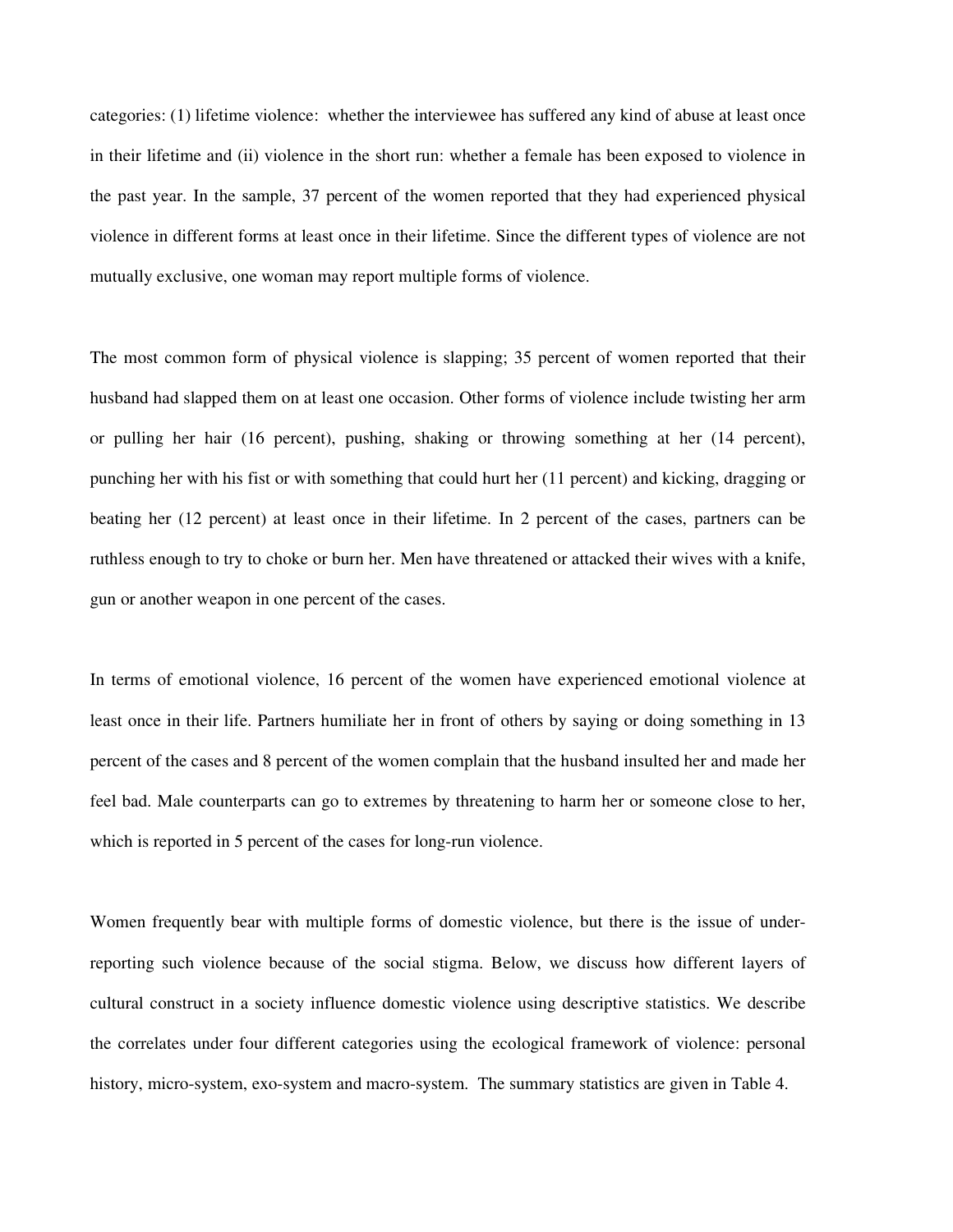categories: (1) lifetime violence: whether the interviewee has suffered any kind of abuse at least once in their lifetime and (ii) violence in the short run: whether a female has been exposed to violence in the past year. In the sample, 37 percent of the women reported that they had experienced physical violence in different forms at least once in their lifetime. Since the different types of violence are not mutually exclusive, one woman may report multiple forms of violence.

The most common form of physical violence is slapping; 35 percent of women reported that their husband had slapped them on at least one occasion. Other forms of violence include twisting her arm or pulling her hair (16 percent), pushing, shaking or throwing something at her (14 percent), punching her with his fist or with something that could hurt her (11 percent) and kicking, dragging or beating her (12 percent) at least once in their lifetime. In 2 percent of the cases, partners can be ruthless enough to try to choke or burn her. Men have threatened or attacked their wives with a knife, gun or another weapon in one percent of the cases.

In terms of emotional violence, 16 percent of the women have experienced emotional violence at least once in their life. Partners humiliate her in front of others by saying or doing something in 13 percent of the cases and 8 percent of the women complain that the husband insulted her and made her feel bad. Male counterparts can go to extremes by threatening to harm her or someone close to her, which is reported in 5 percent of the cases for long-run violence.

Women frequently bear with multiple forms of domestic violence, but there is the issue of under-reporting such violence because of the social stigma. Below, we discuss how different layers of cultural construct in a society influence domestic violence using descriptive statistics. We describe the correlates under four different categories using the ecological framework of violence: personal history, micro-system, exo-system and macro-system. The summary statistics are given in Table 4.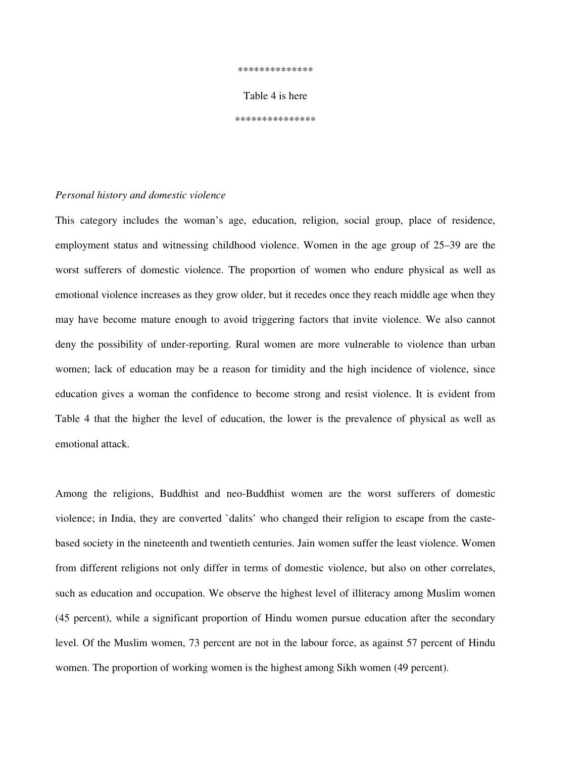**************

Table 4 is here

***************

*Personal history and domestic violence*

This category includes the woman's age, education, religion, social group, place of residence, employment status and witnessing childhood violence. Women in the age group of 25–39 are the worst sufferers of domestic violence. The proportion of women who endure physical as well as emotional violence increases as they grow older, but it recedes once they reach middle age when they may have become mature enough to avoid triggering factors that invite violence. We also cannot deny the possibility of under-reporting. Rural women are more vulnerable to violence than urban women; lack of education may be a reason for timidity and the high incidence of violence, since education gives a woman the confidence to become strong and resist violence. It is evident from Table 4 that the higher the level of education, the lower is the prevalence of physical as well as emotional attack.

Among the religions, Buddhist and neo-Buddhist women are the worst sufferers of domestic violence; in India, they are converted `dalits' who changed their religion to escape from the caste-based society in the nineteenth and twentieth centuries. Jain women suffer the least violence. Women from different religions not only differ in terms of domestic violence, but also on other correlates, such as education and occupation. We observe the highest level of illiteracy among Muslim women (45 percent), while a significant proportion of Hindu women pursue education after the secondary level. Of the Muslim women, 73 percent are not in the labour force, as against 57 percent of Hindu women. The proportion of working women is the highest among Sikh women (49 percent).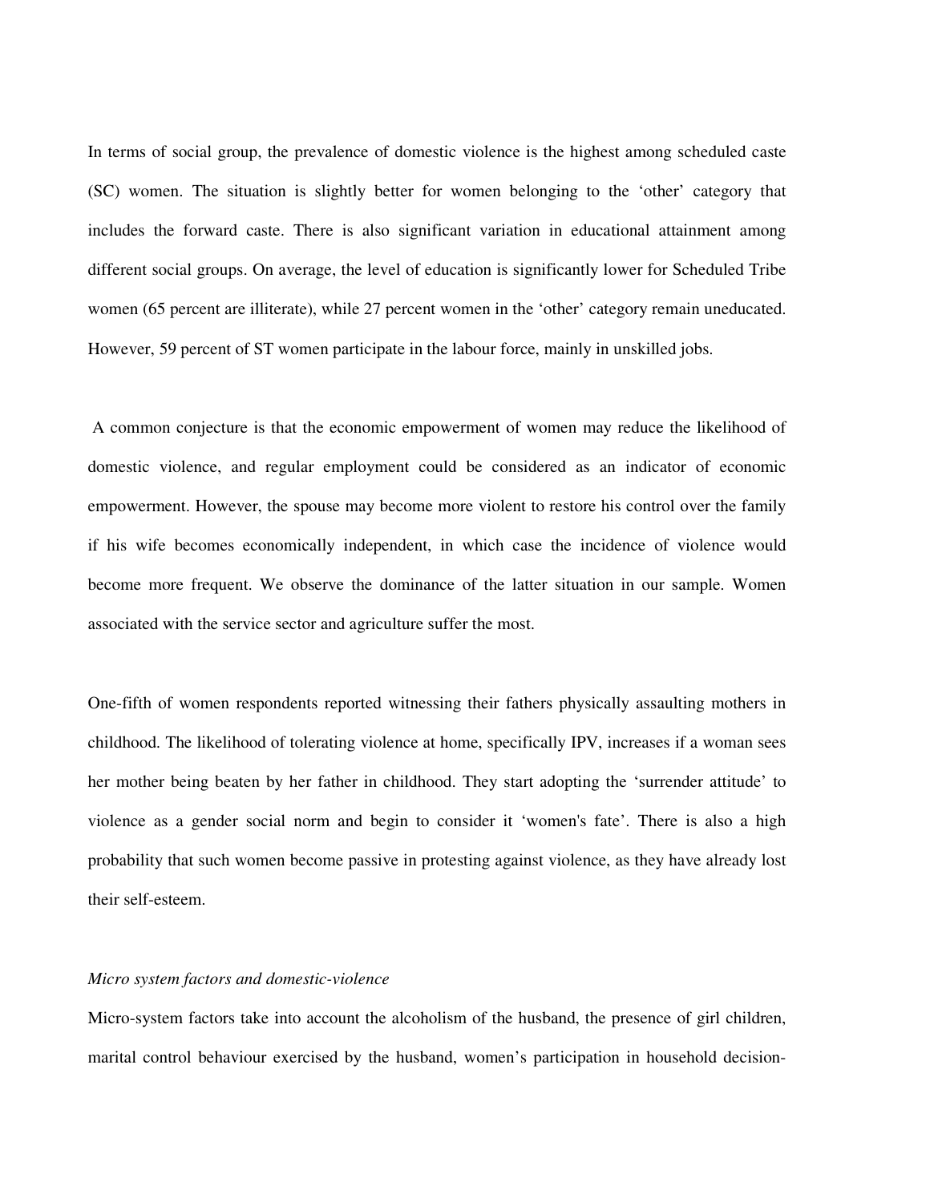In terms of social group, the prevalence of domestic violence is the highest among scheduled caste (SC) women. The situation is slightly better for women belonging to the 'other' category that includes the forward caste. There is also significant variation in educational attainment among different social groups. On average, the level of education is significantly lower for Scheduled Tribe women (65 percent are illiterate), while 27 percent women in the 'other' category remain uneducated. However, 59 percent of ST women participate in the labour force, mainly in unskilled jobs.

A common conjecture is that the economic empowerment of women may reduce the likelihood of domestic violence, and regular employment could be considered as an indicator of economic empowerment. However, the spouse may become more violent to restore his control over the family if his wife becomes economically independent, in which case the incidence of violence would become more frequent. We observe the dominance of the latter situation in our sample. Women associated with the service sector and agriculture suffer the most.

One-fifth of women respondents reported witnessing their fathers physically assaulting mothers in childhood. The likelihood of tolerating violence at home, specifically IPV, increases if a woman sees her mother being beaten by her father in childhood. They start adopting the 'surrender attitude' to violence as a gender social norm and begin to consider it 'women's fate'. There is also a high probability that such women become passive in protesting against violence, as they have already lost their self-esteem.

*Micro system factors and domestic-violence*

Micro-system factors take into account the alcoholism of the husband, the presence of girl children, marital control behaviour exercised by the husband, women's participation in household decision-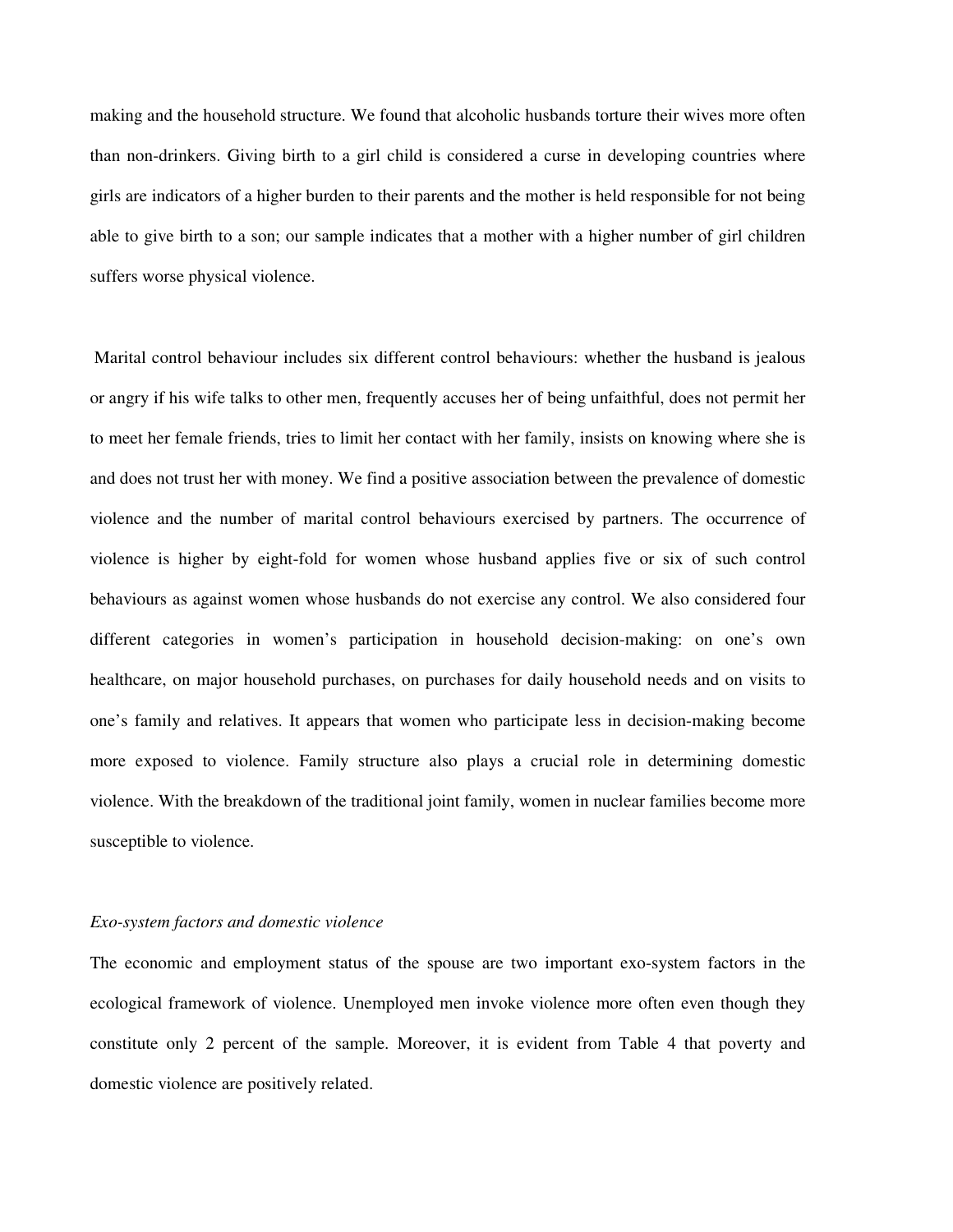making and the household structure. We found that alcoholic husbands torture their wives more often than non-drinkers. Giving birth to a girl child is considered a curse in developing countries where girls are indicators of a higher burden to their parents and the mother is held responsible for not being able to give birth to a son; our sample indicates that a mother with a higher number of girl children suffers worse physical violence.

Marital control behaviour includes six different control behaviours: whether the husband is jealous or angry if his wife talks to other men, frequently accuses her of being unfaithful, does not permit her to meet her female friends, tries to limit her contact with her family, insists on knowing where she is and does not trust her with money. We find a positive association between the prevalence of domestic violence and the number of marital control behaviours exercised by partners. The occurrence of violence is higher by eight-fold for women whose husband applies five or six of such control behaviours as against women whose husbands do not exercise any control. We also considered four different categories in women's participation in household decision-making: on one's own healthcare, on major household purchases, on purchases for daily household needs and on visits to one's family and relatives. It appears that women who participate less in decision-making become more exposed to violence. Family structure also plays a crucial role in determining domestic violence. With the breakdown of the traditional joint family, women in nuclear families become more susceptible to violence.

*Exo-system factors and domestic violence*

The economic and employment status of the spouse are two important exo-system factors in the ecological framework of violence. Unemployed men invoke violence more often even though they constitute only 2 percent of the sample. Moreover, it is evident from Table 4 that poverty and domestic violence are positively related.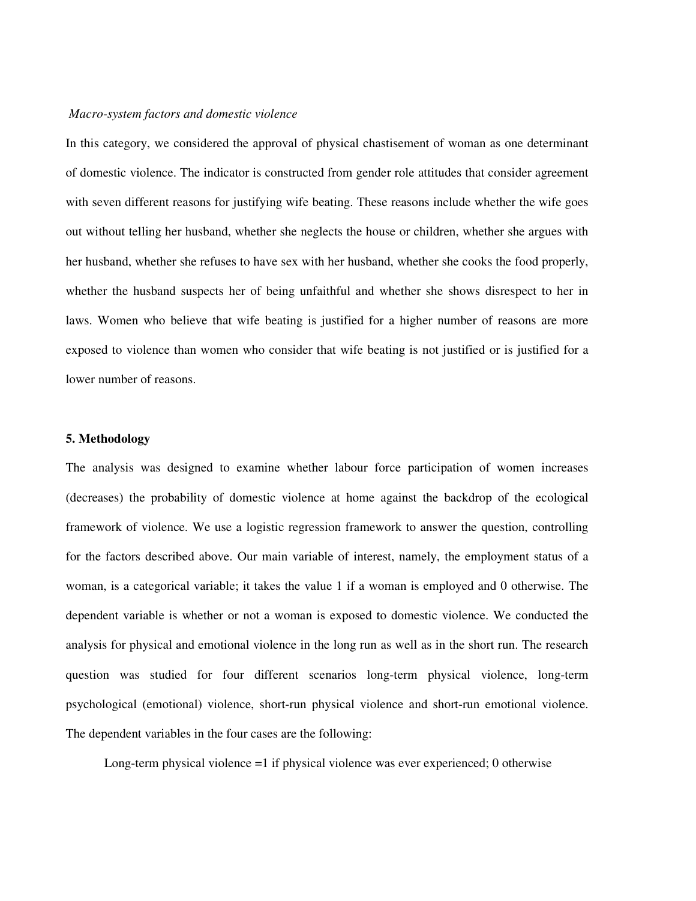*Macro-system factors and domestic violence*

In this category, we considered the approval of physical chastisement of woman as one determinant of domestic violence. The indicator is constructed from gender role attitudes that consider agreement with seven different reasons for justifying wife beating. These reasons include whether the wife goes out without telling her husband, whether she neglects the house or children, whether she argues with her husband, whether she refuses to have sex with her husband, whether she cooks the food properly, whether the husband suspects her of being unfaithful and whether she shows disrespect to her in laws. Women who believe that wife beating is justified for a higher number of reasons are more exposed to violence than women who consider that wife beating is not justified or is justified for a lower number of reasons.

## 5. Methodology

The analysis was designed to examine whether labour force participation of women increases (decreases) the probability of domestic violence at home against the backdrop of the ecological framework of violence. We use a logistic regression framework to answer the question, controlling for the factors described above. Our main variable of interest, namely, the employment status of a woman, is a categorical variable; it takes the value 1 if a woman is employed and 0 otherwise. The dependent variable is whether or not a woman is exposed to domestic violence. We conducted the analysis for physical and emotional violence in the long run as well as in the short run. The research question was studied for four different scenarios long-term physical violence, long-term psychological (emotional) violence, short-run physical violence and short-run emotional violence. The dependent variables in the four cases are the following:

Long-term physical violence =1 if physical violence was ever experienced; 0 otherwise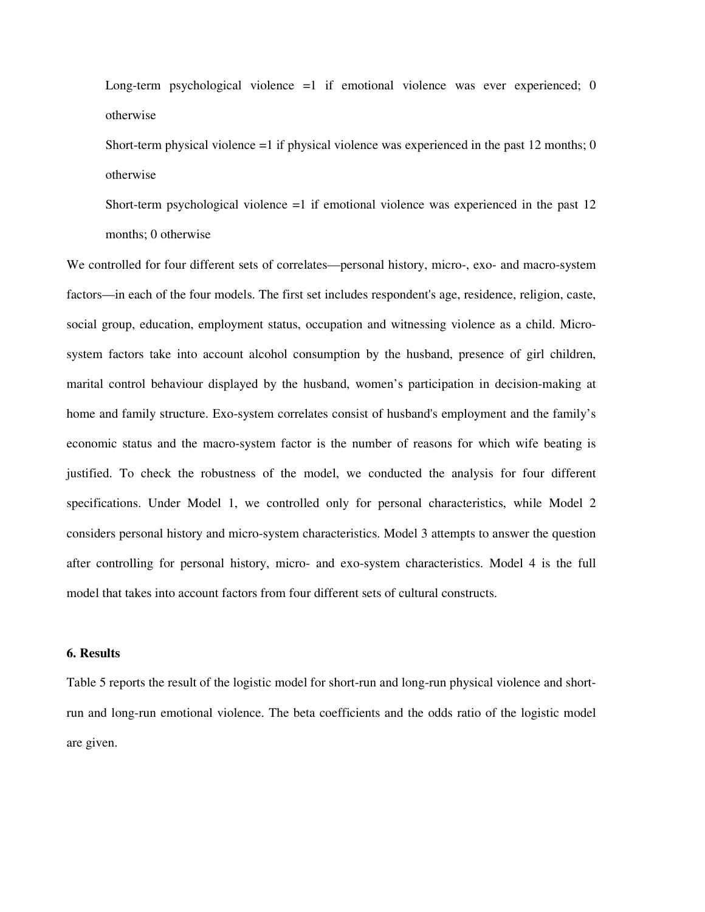Long-term psychological violence =1 if emotional violence was ever experienced; 0 otherwise

Short-term physical violence =1 if physical violence was experienced in the past 12 months; 0 otherwise

Short-term psychological violence =1 if emotional violence was experienced in the past 12 months; 0 otherwise

We controlled for four different sets of correlates—personal history, micro-, exo- and macro-system factors—in each of the four models. The first set includes respondent's age, residence, religion, caste, social group, education, employment status, occupation and witnessing violence as a child. Micro-system factors take into account alcohol consumption by the husband, presence of girl children, marital control behaviour displayed by the husband, women's participation in decision-making at home and family structure. Exo-system correlates consist of husband's employment and the family's economic status and the macro-system factor is the number of reasons for which wife beating is justified. To check the robustness of the model, we conducted the analysis for four different specifications. Under Model 1, we controlled only for personal characteristics, while Model 2 considers personal history and micro-system characteristics. Model 3 attempts to answer the question after controlling for personal history, micro- and exo-system characteristics. Model 4 is the full model that takes into account factors from four different sets of cultural constructs.

### 6. Results

Table 5 reports the result of the logistic model for short-run and long-run physical violence and short-run and long-run emotional violence. The beta coefficients and the odds ratio of the logistic model are given.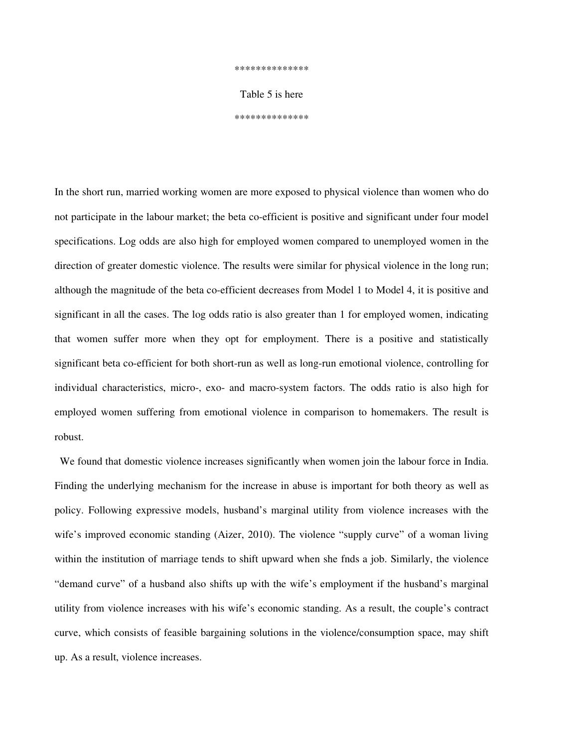**************

Table 5 is here

**************

In the short run, married working women are more exposed to physical violence than women who do not participate in the labour market; the beta co-efficient is positive and significant under four model specifications. Log odds are also high for employed women compared to unemployed women in the direction of greater domestic violence. The results were similar for physical violence in the long run; although the magnitude of the beta co-efficient decreases from Model 1 to Model 4, it is positive and significant in all the cases. The log odds ratio is also greater than 1 for employed women, indicating that women suffer more when they opt for employment. There is a positive and statistically significant beta co-efficient for both short-run as well as long-run emotional violence, controlling for individual characteristics, micro-, exo- and macro-system factors. The odds ratio is also high for employed women suffering from emotional violence in comparison to homemakers. The result is robust.

We found that domestic violence increases significantly when women join the labour force in India. Finding the underlying mechanism for the increase in abuse is important for both theory as well as policy. Following expressive models, husband's marginal utility from violence increases with the wife's improved economic standing (Aizer, 2010). The violence "supply curve" of a woman living within the institution of marriage tends to shift upward when she fnds a job. Similarly, the violence "demand curve" of a husband also shifts up with the wife's employment if the husband's marginal utility from violence increases with his wife's economic standing. As a result, the couple's contract curve, which consists of feasible bargaining solutions in the violence/consumption space, may shift up. As a result, violence increases.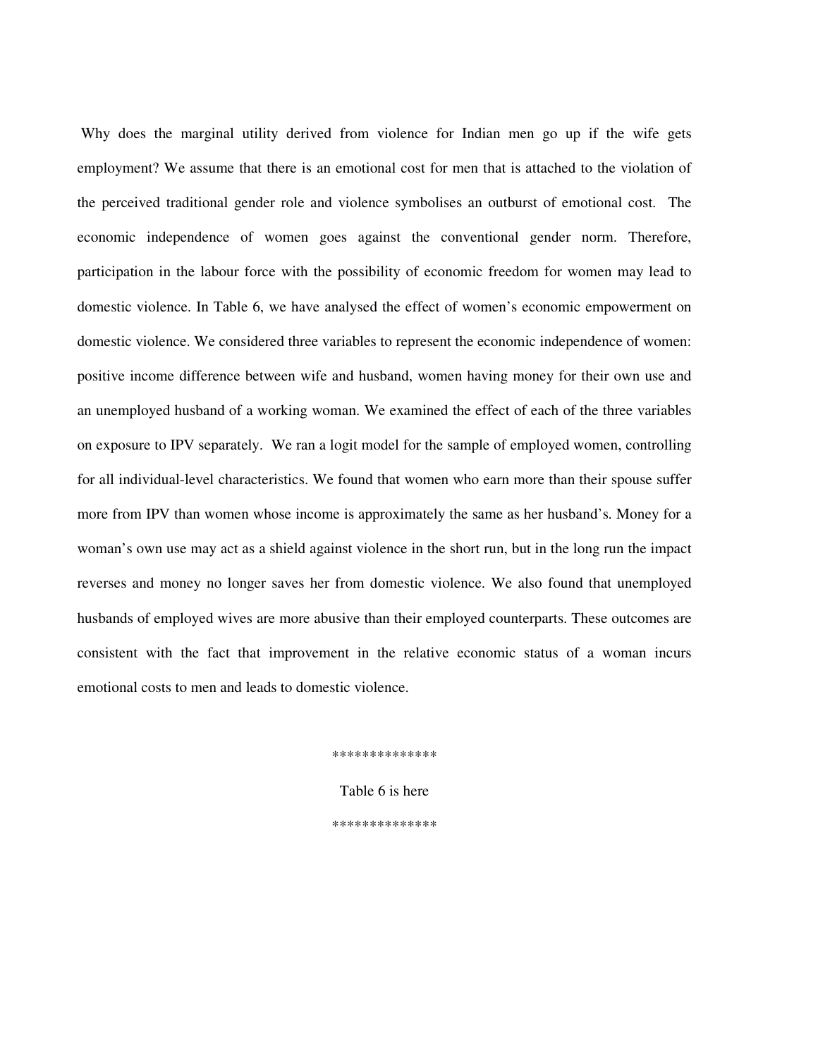Why does the marginal utility derived from violence for Indian men go up if the wife gets employment? We assume that there is an emotional cost for men that is attached to the violation of the perceived traditional gender role and violence symbolises an outburst of emotional cost. The economic independence of women goes against the conventional gender norm. Therefore, participation in the labour force with the possibility of economic freedom for women may lead to domestic violence. In Table 6, we have analysed the effect of women's economic empowerment on domestic violence. We considered three variables to represent the economic independence of women: positive income difference between wife and husband, women having money for their own use and an unemployed husband of a working woman. We examined the effect of each of the three variables on exposure to IPV separately. We ran a logit model for the sample of employed women, controlling for all individual-level characteristics. We found that women who earn more than their spouse suffer more from IPV than women whose income is approximately the same as her husband's. Money for a woman's own use may act as a shield against violence in the short run, but in the long run the impact reverses and money no longer saves her from domestic violence. We also found that unemployed husbands of employed wives are more abusive than their employed counterparts. These outcomes are consistent with the fact that improvement in the relative economic status of a woman incurs emotional costs to men and leads to domestic violence.

**************

Table 6 is here

**************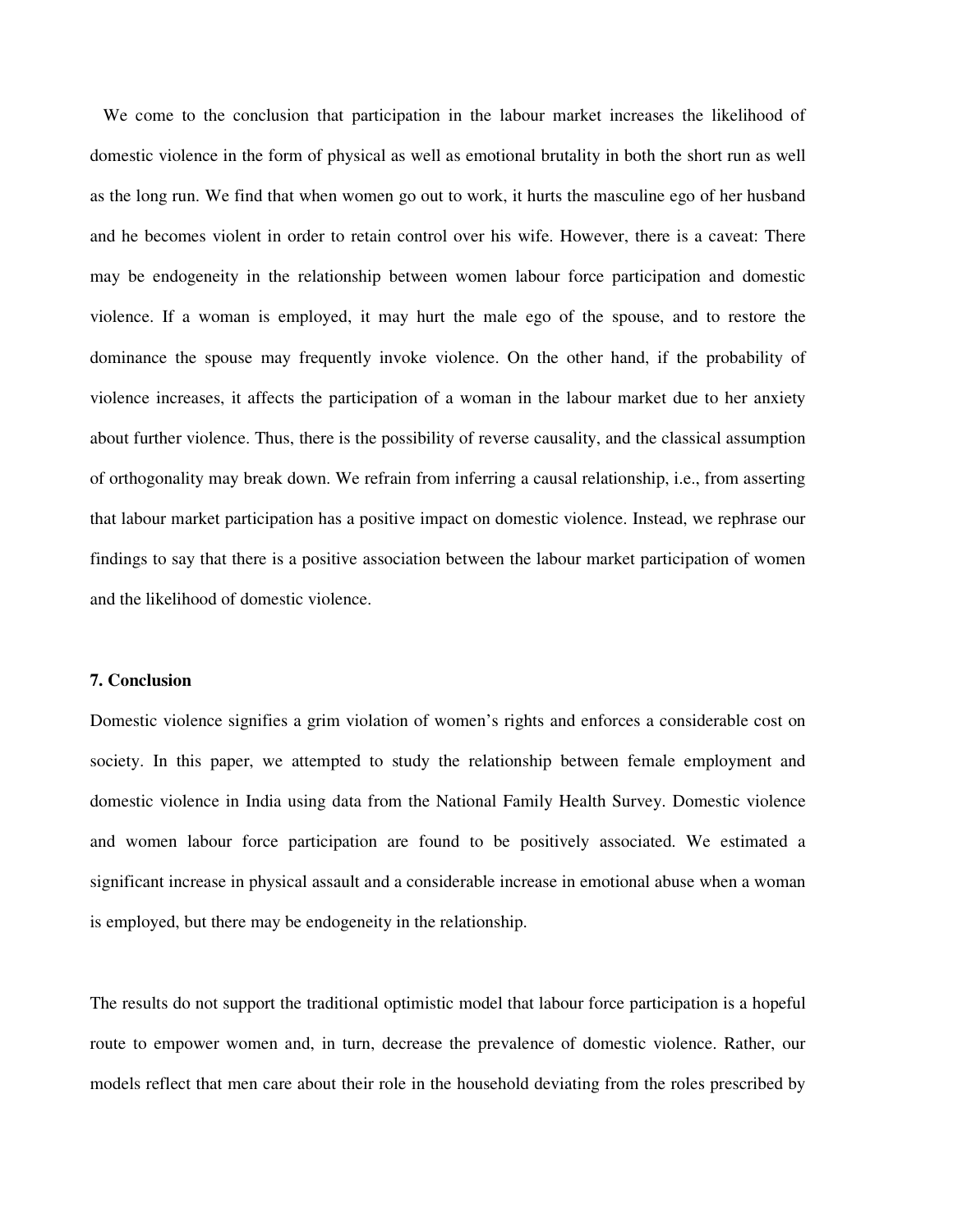We come to the conclusion that participation in the labour market increases the likelihood of domestic violence in the form of physical as well as emotional brutality in both the short run as well as the long run. We find that when women go out to work, it hurts the masculine ego of her husband and he becomes violent in order to retain control over his wife. However, there is a caveat: There may be endogeneity in the relationship between women labour force participation and domestic violence. If a woman is employed, it may hurt the male ego of the spouse, and to restore the dominance the spouse may frequently invoke violence. On the other hand, if the probability of violence increases, it affects the participation of a woman in the labour market due to her anxiety about further violence. Thus, there is the possibility of reverse causality, and the classical assumption of orthogonality may break down. We refrain from inferring a causal relationship, i.e., from asserting that labour market participation has a positive impact on domestic violence. Instead, we rephrase our findings to say that there is a positive association between the labour market participation of women and the likelihood of domestic violence.

### 7. Conclusion

Domestic violence signifies a grim violation of women's rights and enforces a considerable cost on society. In this paper, we attempted to study the relationship between female employment and domestic violence in India using data from the National Family Health Survey. Domestic violence and women labour force participation are found to be positively associated. We estimated a significant increase in physical assault and a considerable increase in emotional abuse when a woman is employed, but there may be endogeneity in the relationship.

The results do not support the traditional optimistic model that labour force participation is a hopeful route to empower women and, in turn, decrease the prevalence of domestic violence. Rather, our models reflect that men care about their role in the household deviating from the roles prescribed by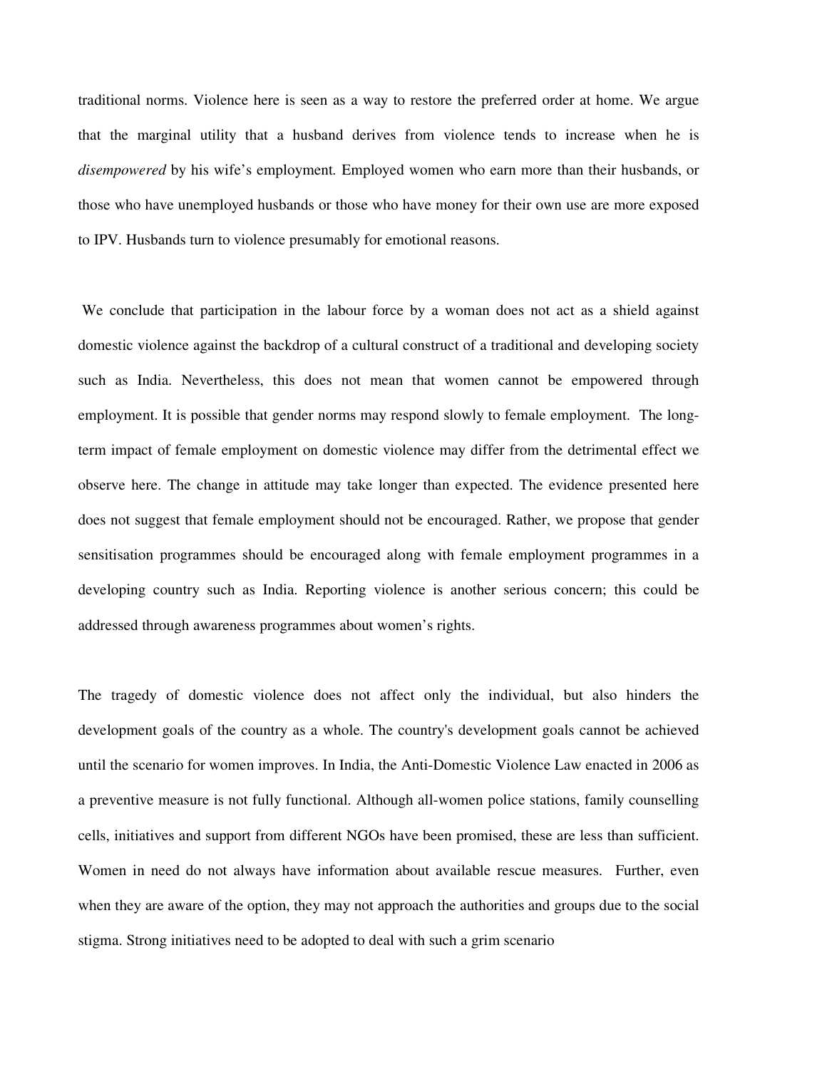traditional norms. Violence here is seen as a way to restore the preferred order at home. We argue that the marginal utility that a husband derives from violence tends to increase when he is *disempowered* by his wife's employment. Employed women who earn more than their husbands, or those who have unemployed husbands or those who have money for their own use are more exposed to IPV. Husbands turn to violence presumably for emotional reasons.

We conclude that participation in the labour force by a woman does not act as a shield against domestic violence against the backdrop of a cultural construct of a traditional and developing society such as India. Nevertheless, this does not mean that women cannot be empowered through employment. It is possible that gender norms may respond slowly to female employment. The long-term impact of female employment on domestic violence may differ from the detrimental effect we observe here. The change in attitude may take longer than expected. The evidence presented here does not suggest that female employment should not be encouraged. Rather, we propose that gender sensitisation programmes should be encouraged along with female employment programmes in a developing country such as India. Reporting violence is another serious concern; this could be addressed through awareness programmes about women's rights.

The tragedy of domestic violence does not affect only the individual, but also hinders the development goals of the country as a whole. The country's development goals cannot be achieved until the scenario for women improves. In India, the Anti-Domestic Violence Law enacted in 2006 as a preventive measure is not fully functional. Although all-women police stations, family counselling cells, initiatives and support from different NGOs have been promised, these are less than sufficient. Women in need do not always have information about available rescue measures. Further, even when they are aware of the option, they may not approach the authorities and groups due to the social stigma. Strong initiatives need to be adopted to deal with such a grim scenario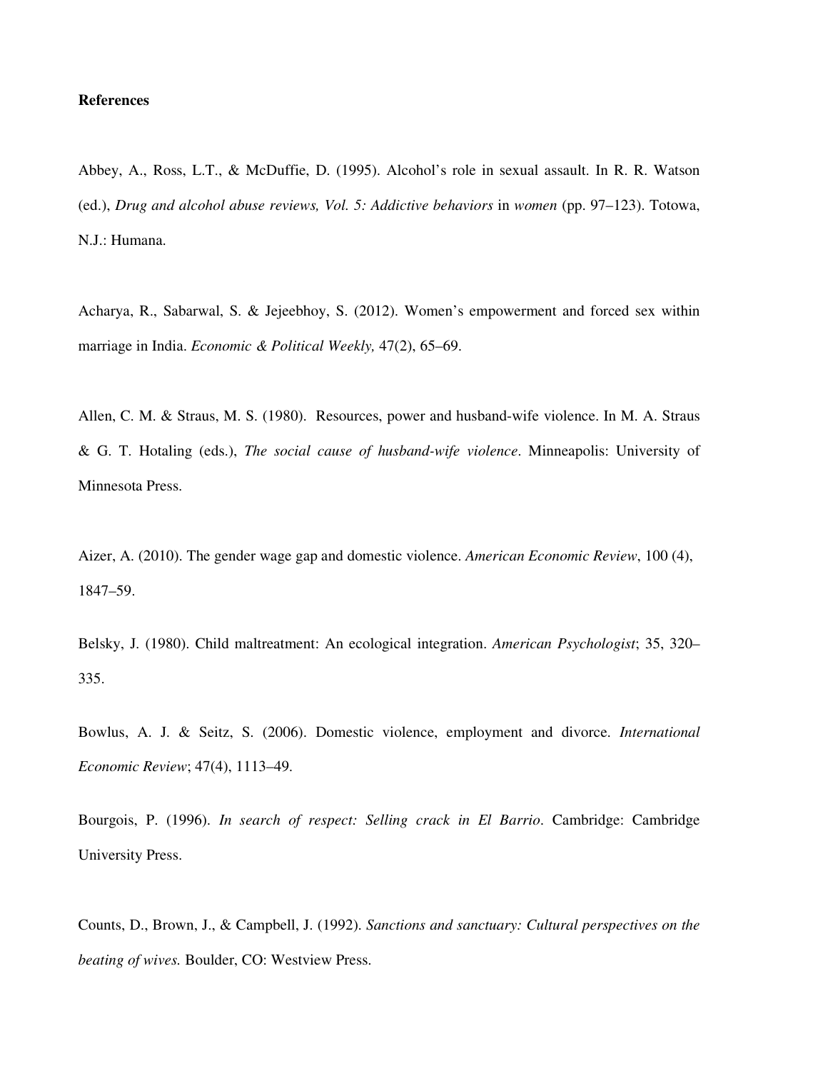**References**

Abbey, A., Ross, L.T., & McDuffie, D. (1995). Alcohol's role in sexual assault. In R. R. Watson (ed.), *Drug and alcohol abuse reviews, Vol. 5: Addictive behaviors* in *women* (pp. 97–123). Totowa, N.J.: Humana.

Acharya, R., Sabarwal, S. & Jejeebhoy, S. (2012). Women's empowerment and forced sex within marriage in India. *Economic & Political Weekly,* 47(2), 65–69.

Allen, C. M. & Straus, M. S. (1980). Resources, power and husband-wife violence. In M. A. Straus & G. T. Hotaling (eds.), *The social cause of husband-wife violence*. Minneapolis: University of Minnesota Press.

Aizer, A. (2010). The gender wage gap and domestic violence. *American Economic Review*, 100 (4), 1847–59.

Belsky, J. (1980). Child maltreatment: An ecological integration. *American Psychologist*; 35, 320–335.

Bowlus, A. J. & Seitz, S. (2006). Domestic violence, employment and divorce. *International Economic Review*; 47(4), 1113–49.

Bourgois, P. (1996). *In search of respect: Selling crack in El Barrio*. Cambridge: Cambridge University Press.

Counts, D., Brown, J., & Campbell, J. (1992). *Sanctions and sanctuary: Cultural perspectives on the beating of wives.* Boulder, CO: Westview Press.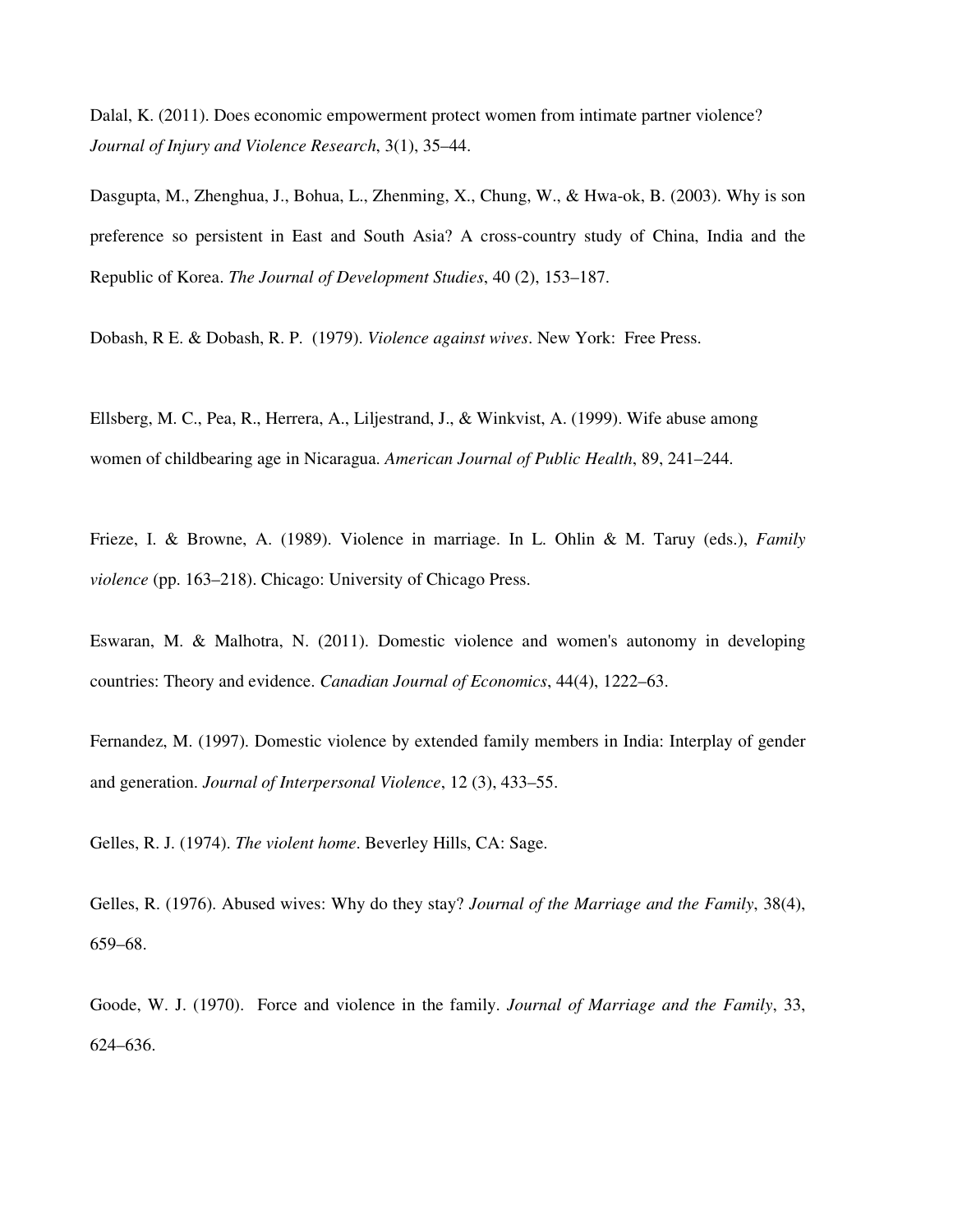Dalal, K. (2011). Does economic empowerment protect women from intimate partner violence? *Journal of Injury and Violence Research*, 3(1), 35–44.

Dasgupta, M., Zhenghua, J., Bohua, L., Zhenming, X., Chung, W., & Hwa-ok, B. (2003). Why is son preference so persistent in East and South Asia? A cross-country study of China, India and the Republic of Korea. *The Journal of Development Studies*, 40 (2), 153–187.

Dobash, R E. & Dobash, R. P. (1979). *Violence against wives*. New York: Free Press.

Ellsberg, M. C., Pea, R., Herrera, A., Liljestrand, J., & Winkvist, A. (1999). Wife abuse among women of childbearing age in Nicaragua. *American Journal of Public Health*, 89, 241–244.

Frieze, I. & Browne, A. (1989). Violence in marriage. In L. Ohlin & M. Taruy (eds.), *Family violence* (pp. 163–218). Chicago: University of Chicago Press.

Eswaran, M. & Malhotra, N. (2011). Domestic violence and women's autonomy in developing countries: Theory and evidence. *Canadian Journal of Economics*, 44(4), 1222–63.

Fernandez, M. (1997). Domestic violence by extended family members in India: Interplay of gender and generation. *Journal of Interpersonal Violence*, 12 (3), 433–55.

Gelles, R. J. (1974). *The violent home*. Beverley Hills, CA: Sage.

Gelles, R. (1976). Abused wives: Why do they stay? *Journal of the Marriage and the Family*, 38(4), 659–68.

Goode, W. J. (1970). Force and violence in the family. *Journal of Marriage and the Family*, 33, 624–636.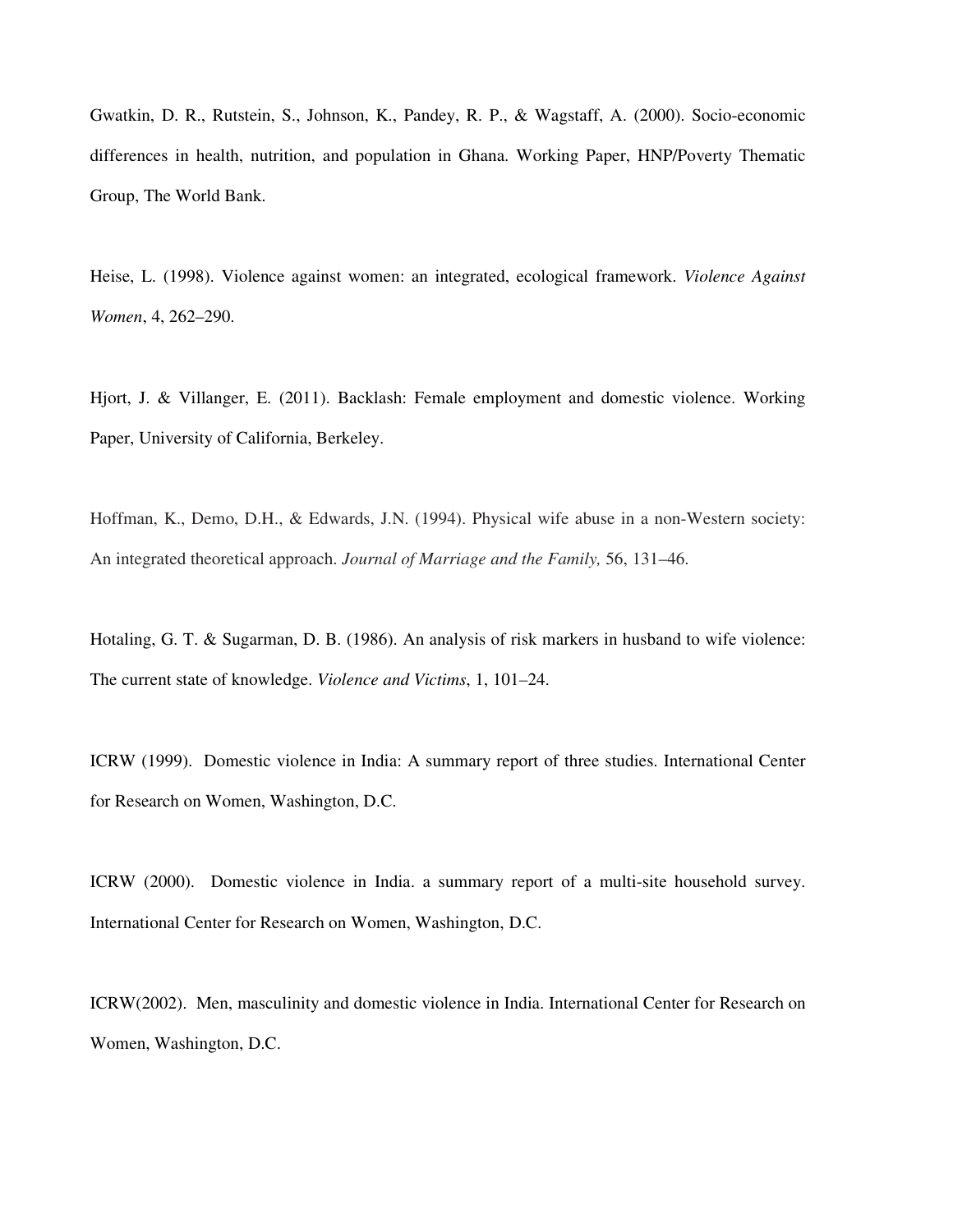Gwatkin, D. R., Rutstein, S., Johnson, K., Pandey, R. P., & Wagstaff, A. (2000). Socio-economic differences in health, nutrition, and population in Ghana. Working Paper, HNP/Poverty Thematic Group, The World Bank.

Heise, L. (1998). Violence against women: an integrated, ecological framework. *Violence Against Women*, 4, 262–290.

Hjort, J. & Villanger, E. (2011). Backlash: Female employment and domestic violence. Working Paper, University of California, Berkeley.

Hoffman, K., Demo, D.H., & Edwards, J.N. (1994). Physical wife abuse in a non-Western society: An integrated theoretical approach. *Journal of Marriage and the Family,* 56, 131–46.

Hotaling, G. T. & Sugarman, D. B. (1986). An analysis of risk markers in husband to wife violence: The current state of knowledge. *Violence and Victims*, 1, 101–24.

ICRW (1999). Domestic violence in India: A summary report of three studies. International Center for Research on Women, Washington, D.C.

ICRW (2000). Domestic violence in India. a summary report of a multi-site household survey. International Center for Research on Women, Washington, D.C.

ICRW(2002). Men, masculinity and domestic violence in India. International Center for Research on Women, Washington, D.C.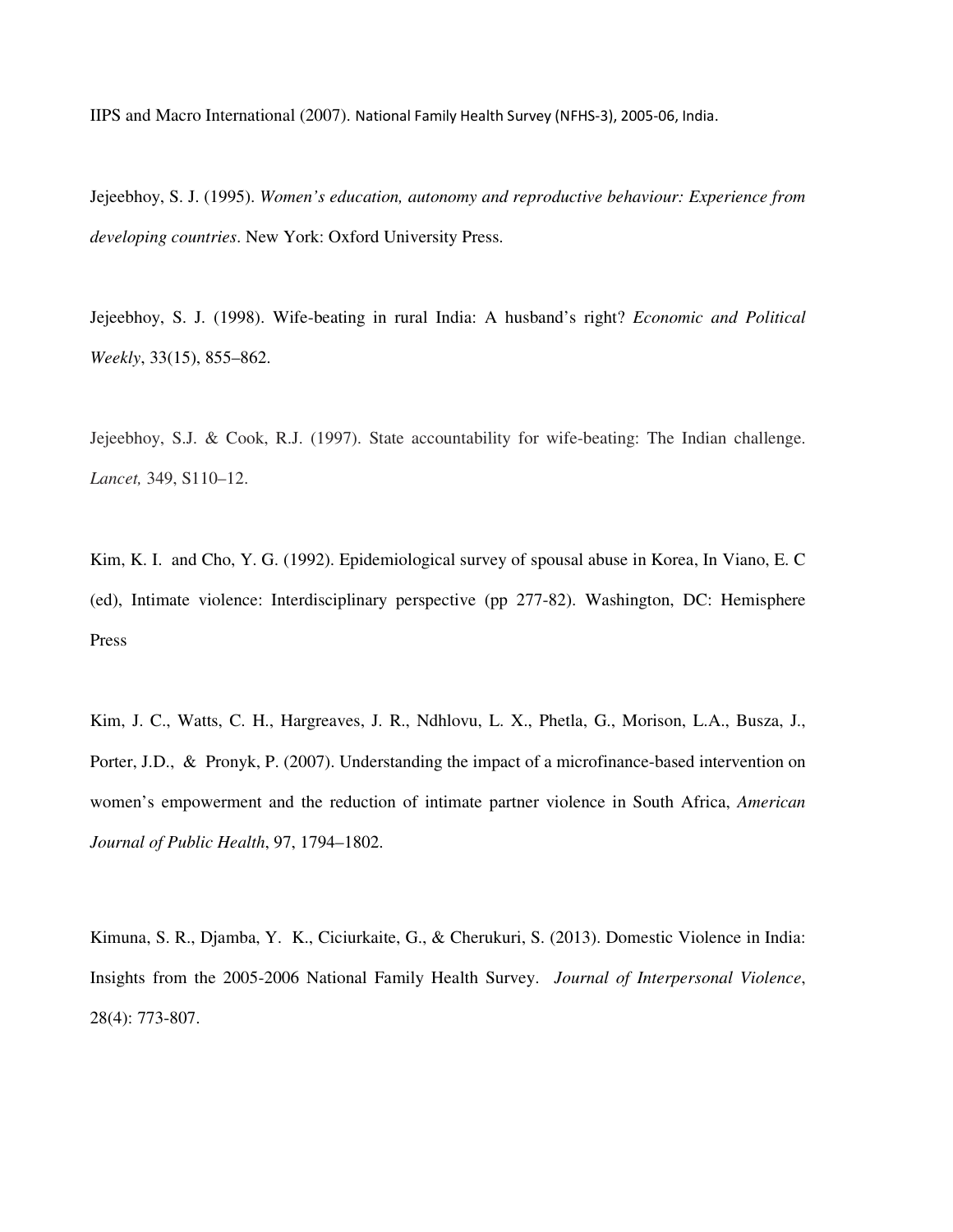IIPS and Macro International (2007). National Family Health Survey (NFHS-3), 2005-06, India.

Jejeebhoy, S. J. (1995). *Women's education, autonomy and reproductive behaviour: Experience from developing countries*. New York: Oxford University Press.

Jejeebhoy, S. J. (1998). Wife-beating in rural India: A husband's right? *Economic and Political Weekly*, 33(15), 855–862.

Jejeebhoy, S.J. & Cook, R.J. (1997). State accountability for wife-beating: The Indian challenge. *Lancet,* 349, S110–12.

Kim, K. I. and Cho, Y. G. (1992). Epidemiological survey of spousal abuse in Korea, In Viano, E. C (ed), Intimate violence: Interdisciplinary perspective (pp 277-82). Washington, DC: Hemisphere Press

Kim, J. C., Watts, C. H., Hargreaves, J. R., Ndhlovu, L. X., Phetla, G., Morison, L.A., Busza, J., Porter, J.D., & Pronyk, P. (2007). Understanding the impact of a microfinance-based intervention on women's empowerment and the reduction of intimate partner violence in South Africa, *American Journal of Public Health*, 97, 1794–1802.

Kimuna, S. R., Djamba, Y. K., Ciciurkaite, G., & Cherukuri, S. (2013). Domestic Violence in India: Insights from the 2005-2006 National Family Health Survey. *Journal of Interpersonal Violence*, 28(4): 773-807.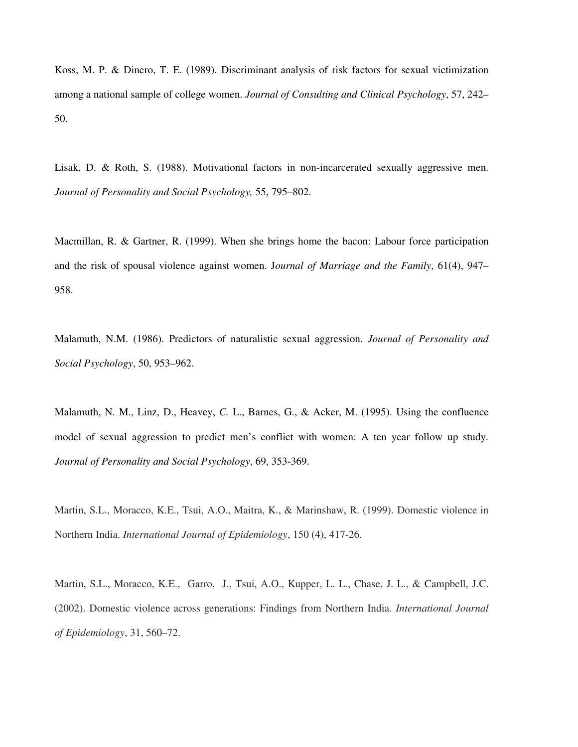Koss, M. P. & Dinero, T. E. (1989). Discriminant analysis of risk factors for sexual victimization among a national sample of college women. *Journal of Consulting and Clinical Psychology*, 57, 242–50.

Lisak, D. & Roth, S. (1988). Motivational factors in non-incarcerated sexually aggressive men. *Journal of Personality and Social Psychology,* 55, 795–802.

Macmillan, R. & Gartner, R. (1999). When she brings home the bacon: Labour force participation and the risk of spousal violence against women. J*ournal of Marriage and the Family*, 61(4), 947–958.

Malamuth, N.M. (1986). Predictors of naturalistic sexual aggression. *Journal of Personality and Social Psychology*, 50, 953–962.

Malamuth, N. M., Linz, D., Heavey, *C.* L., Barnes, G., & Acker, M. (1995). Using the confluence model of sexual aggression to predict men's conflict with women: A ten year follow up study. *Journal of Personality and Social Psychology*, 69, 353-369.

Martin, S.L., Moracco, K.E., Tsui, A.O., Maitra, K., & Marinshaw, R. (1999). Domestic violence in Northern India. *International Journal of Epidemiology*, 150 (4), 417-26.

Martin, S.L., Moracco, K.E., Garro, J., Tsui, A.O., Kupper, L. L., Chase, J. L., & Campbell, J.C. (2002). Domestic violence across generations: Findings from Northern India. *International Journal of Epidemiology*, 31, 560–72.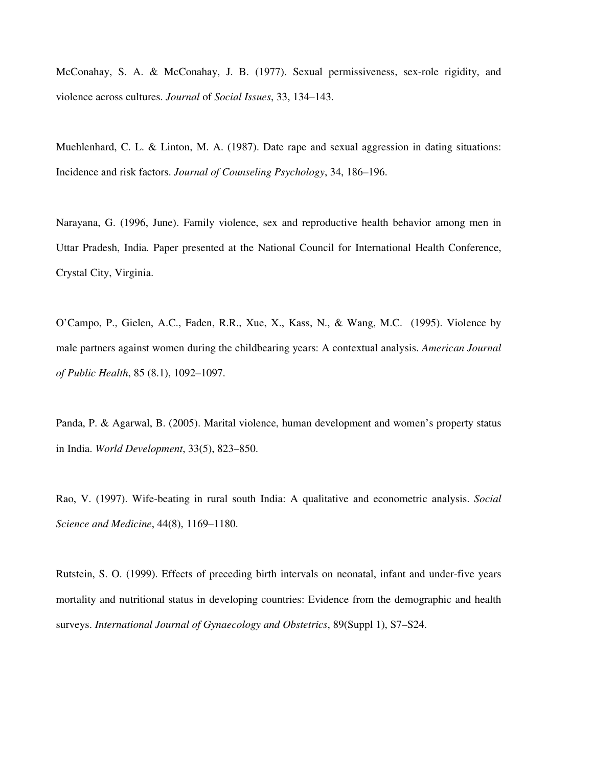McConahay, S. A. & McConahay, J. B. (1977). Sexual permissiveness, sex-role rigidity, and violence across cultures. *Journal* of *Social Issues*, 33, 134–143.

Muehlenhard, C. L. & Linton, M. A. (1987). Date rape and sexual aggression in dating situations: Incidence and risk factors. *Journal of Counseling Psychology*, 34, 186–196.

Narayana, G. (1996, June). Family violence, sex and reproductive health behavior among men in Uttar Pradesh, India. Paper presented at the National Council for International Health Conference, Crystal City, Virginia.

O'Campo, P., Gielen, A.C., Faden, R.R., Xue, X., Kass, N., & Wang, M.C. (1995). Violence by male partners against women during the childbearing years: A contextual analysis. *American Journal of Public Health*, 85 (8.1), 1092–1097.

Panda, P. & Agarwal, B. (2005). Marital violence, human development and women's property status in India. *World Development*, 33(5), 823–850.

Rao, V. (1997). Wife-beating in rural south India: A qualitative and econometric analysis. *Social Science and Medicine*, 44(8), 1169–1180.

Rutstein, S. O. (1999). Effects of preceding birth intervals on neonatal, infant and under-five years mortality and nutritional status in developing countries: Evidence from the demographic and health surveys. *International Journal of Gynaecology and Obstetrics*, 89(Suppl 1), S7–S24.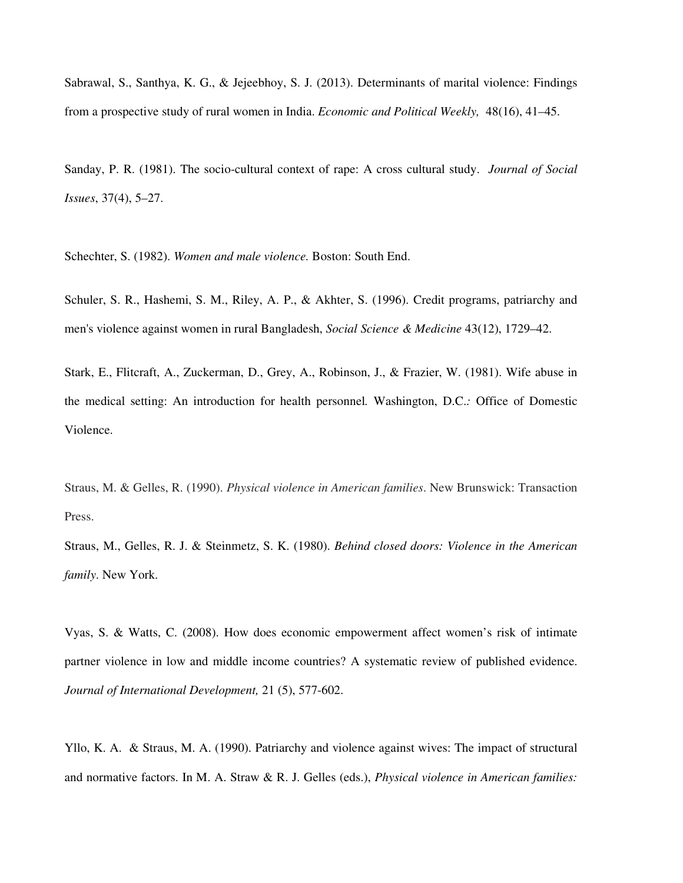Sabrawal, S., Santhya, K. G., & Jejeebhoy, S. J. (2013). Determinants of marital violence: Findings from a prospective study of rural women in India. *Economic and Political Weekly,* 48(16), 41–45.

Sanday, P. R. (1981). The socio-cultural context of rape: A cross cultural study. *Journal of Social Issues*, 37(4), 5–27.

Schechter, S. (1982). *Women and male violence.* Boston: South End.

Schuler, S. R., Hashemi, S. M., Riley, A. P., & Akhter, S. (1996). Credit programs, patriarchy and men's violence against women in rural Bangladesh, *Social Science & Medicine* 43(12), 1729–42.

Stark, E., Flitcraft, A., Zuckerman, D., Grey, A., Robinson, J., & Frazier, W. (1981). Wife abuse in the medical setting: An introduction for health personnel*.* Washington, D.C.*:* Office of Domestic Violence.

Straus, M. & Gelles, R. (1990). *Physical violence in American families*. New Brunswick: Transaction Press.

Straus, M., Gelles, R. J. & Steinmetz, S. K. (1980). *Behind closed doors: Violence in the American family*. New York.

Vyas, S. & Watts, C. (2008). How does economic empowerment affect women's risk of intimate partner violence in low and middle income countries? A systematic review of published evidence. *Journal of International Development,* 21 (5), 577-602.

Yllo, K. A. & Straus, M. A. (1990). Patriarchy and violence against wives: The impact of structural and normative factors. In M. A. Straw & R. J. Gelles (eds.), *Physical violence in American families:*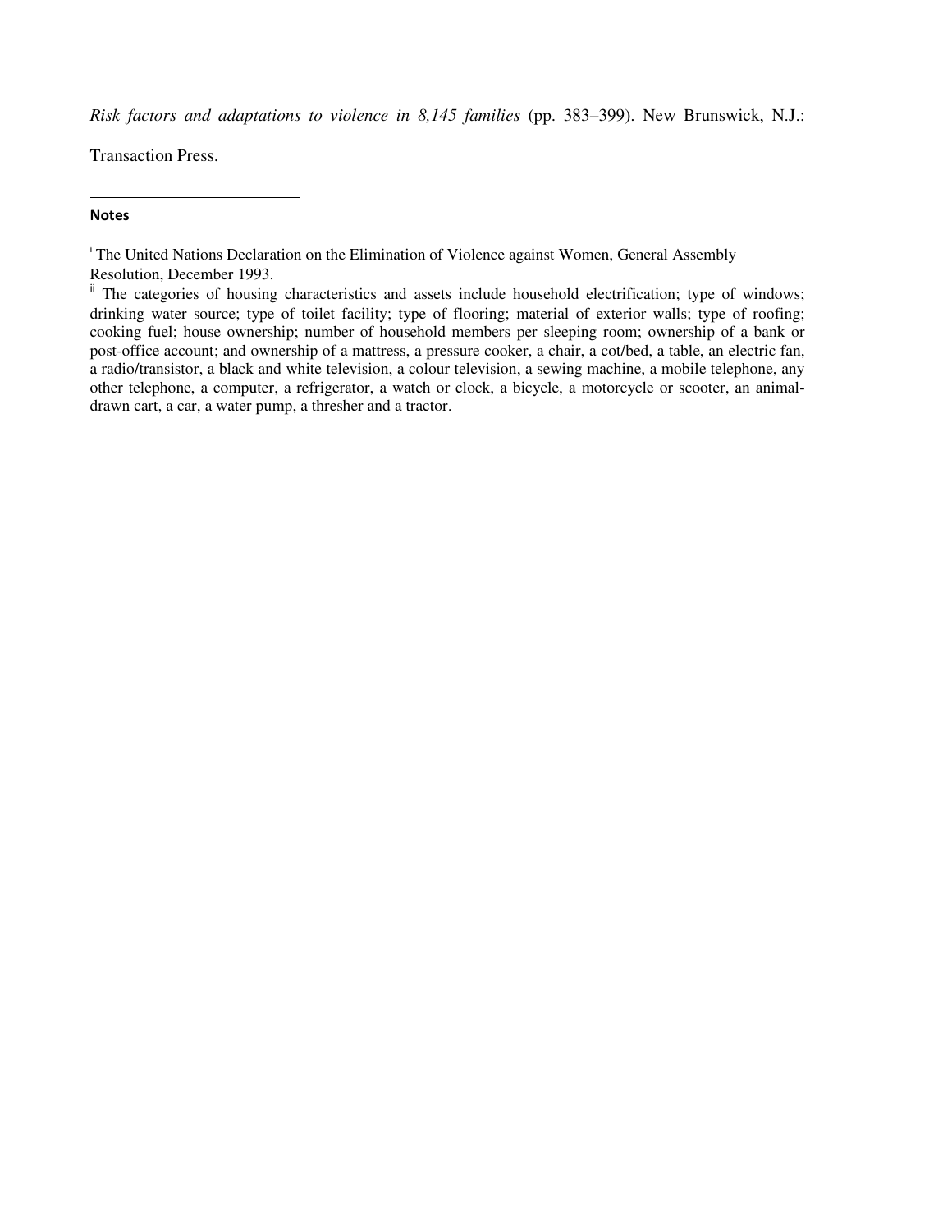*Risk factors and adaptations to violence in 8,145 families* (pp. 383–399). New Brunswick, N.J.: Transaction Press.

---

**Notes**

[i] The United Nations Declaration on the Elimination of Violence against Women, General Assembly Resolution, December 1993.

[ii] The categories of housing characteristics and assets include household electrification; type of windows; drinking water source; type of toilet facility; type of flooring; material of exterior walls; type of roofing; cooking fuel; house ownership; number of household members per sleeping room; ownership of a bank or post-office account; and ownership of a mattress, a pressure cooker, a chair, a cot/bed, a table, an electric fan, a radio/transistor, a black and white television, a colour television, a sewing machine, a mobile telephone, any other telephone, a computer, a refrigerator, a watch or clock, a bicycle, a motorcycle or scooter, an animal-drawn cart, a car, a water pump, a thresher and a tractor.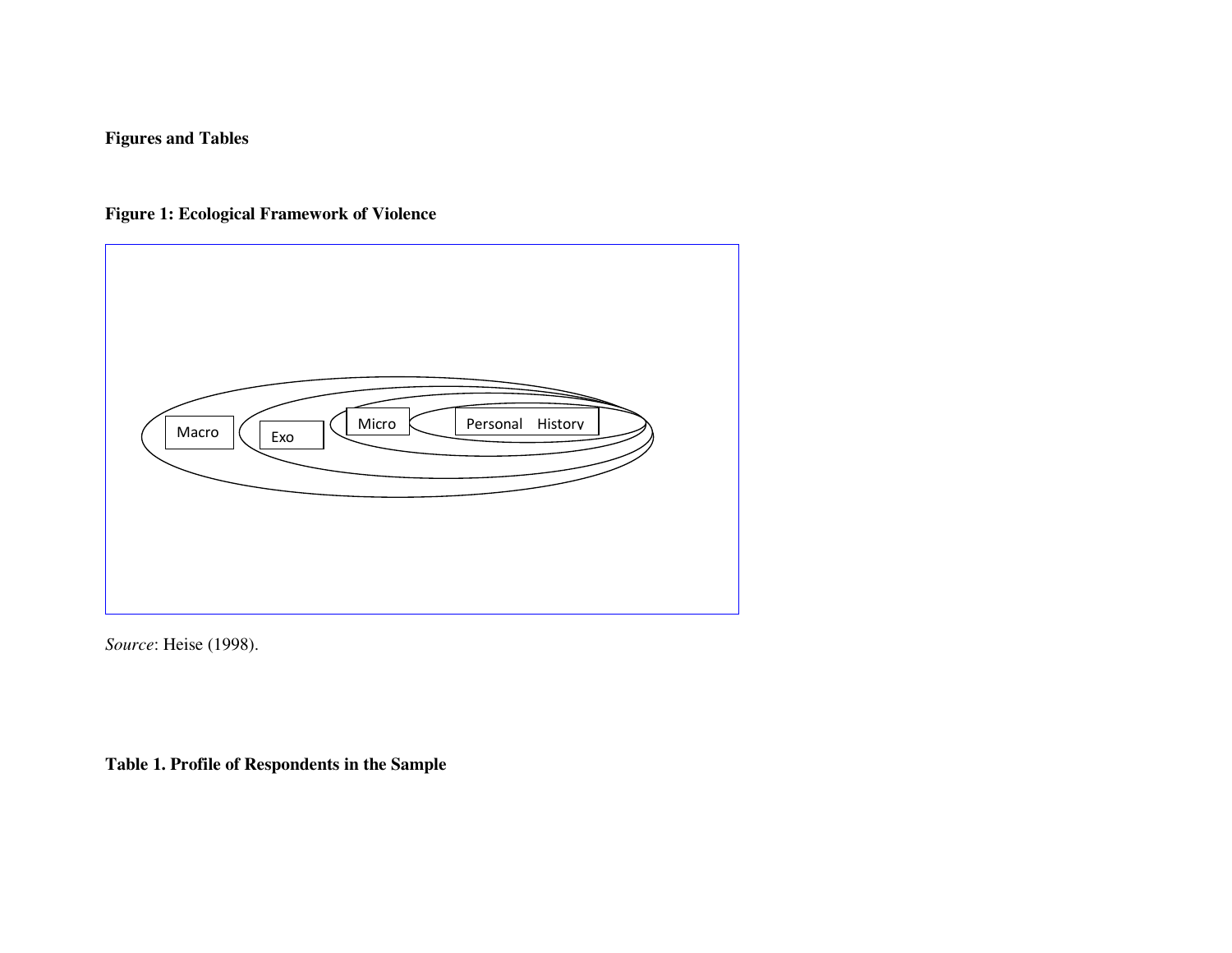**Figures and Tables**

**Figure 1: Ecological Framework of Violence**

Macro

Exo

Micro

Personal History

*Source*: Heise (1998).

**Table 1. Profile of Respondents in the Sample**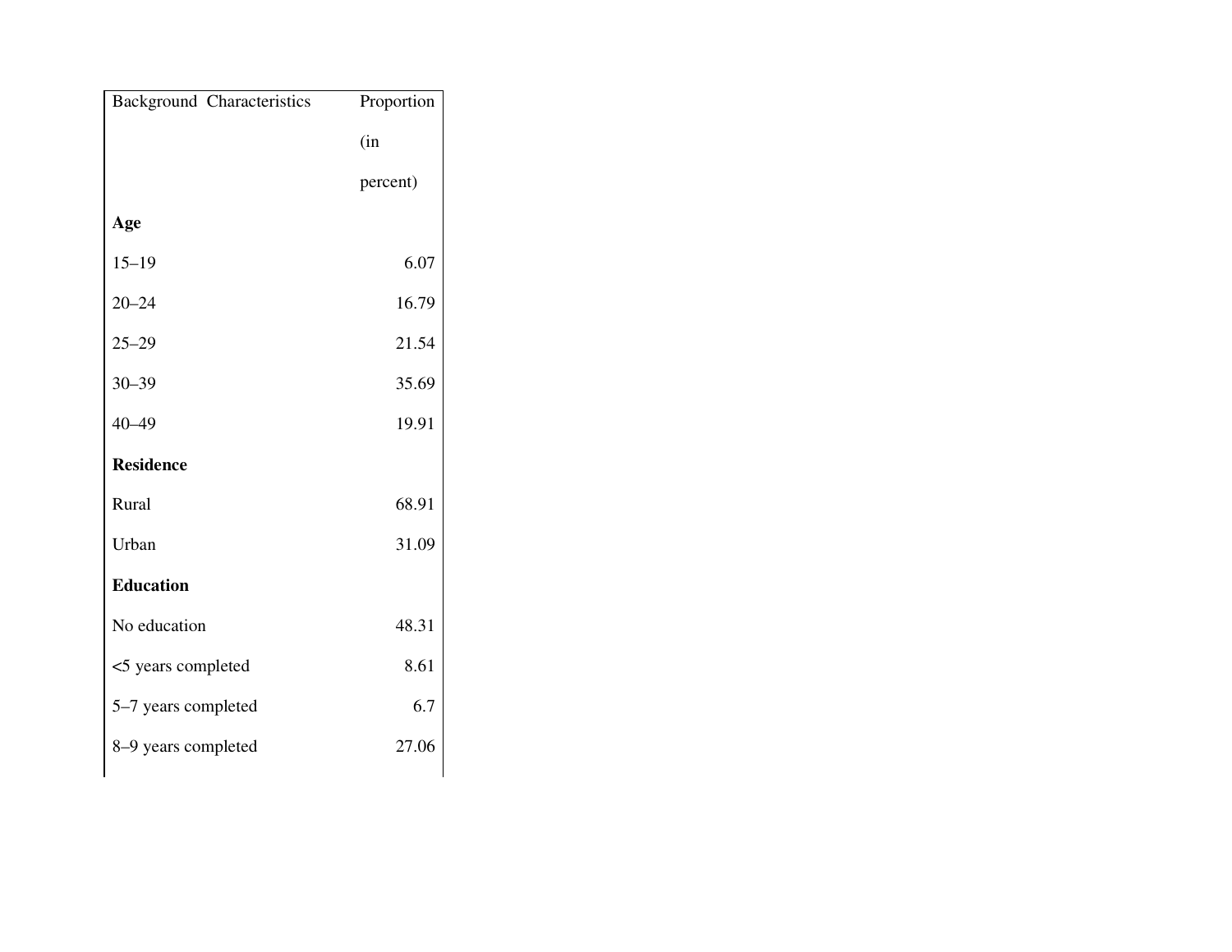| Background Characteristics | Proportion (in percent) |
| --- | --- |
| **Age** | |
| 15–19 | 6.07 |
| 20–24 | 16.79 |
| 25–29 | 21.54 |
| 30–39 | 35.69 |
| 40–49 | 19.91 |
| **Residence** | |
| Rural | 68.91 |
| Urban | 31.09 |
| **Education** | |
| No education | 48.31 |
| <5 years completed | 8.61 |
| 5–7 years completed | 6.7 |
| 8–9 years completed | 27.06 |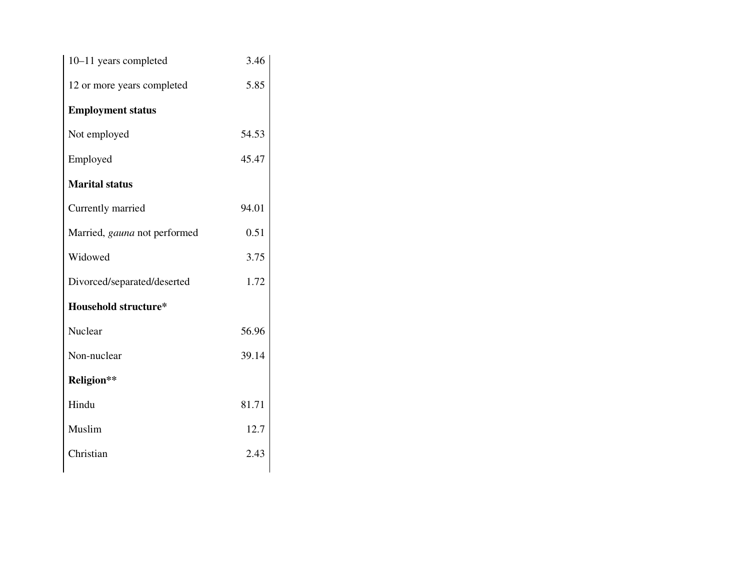| | |
|---|---|
| 10–11 years completed | 3.46 |
| 12 or more years completed | 5.85 |
| **Employment status** | |
| Not employed | 54.53 |
| Employed | 45.47 |
| **Marital status** | |
| Currently married | 94.01 |
| Married, *gauna* not performed | 0.51 |
| Widowed | 3.75 |
| Divorced/separated/deserted | 1.72 |
| **Household structure*** | |
| Nuclear | 56.96 |
| Non-nuclear | 39.14 |
| **Religion**** | |
| Hindu | 81.71 |
| Muslim | 12.7 |
| Christian | 2.43 |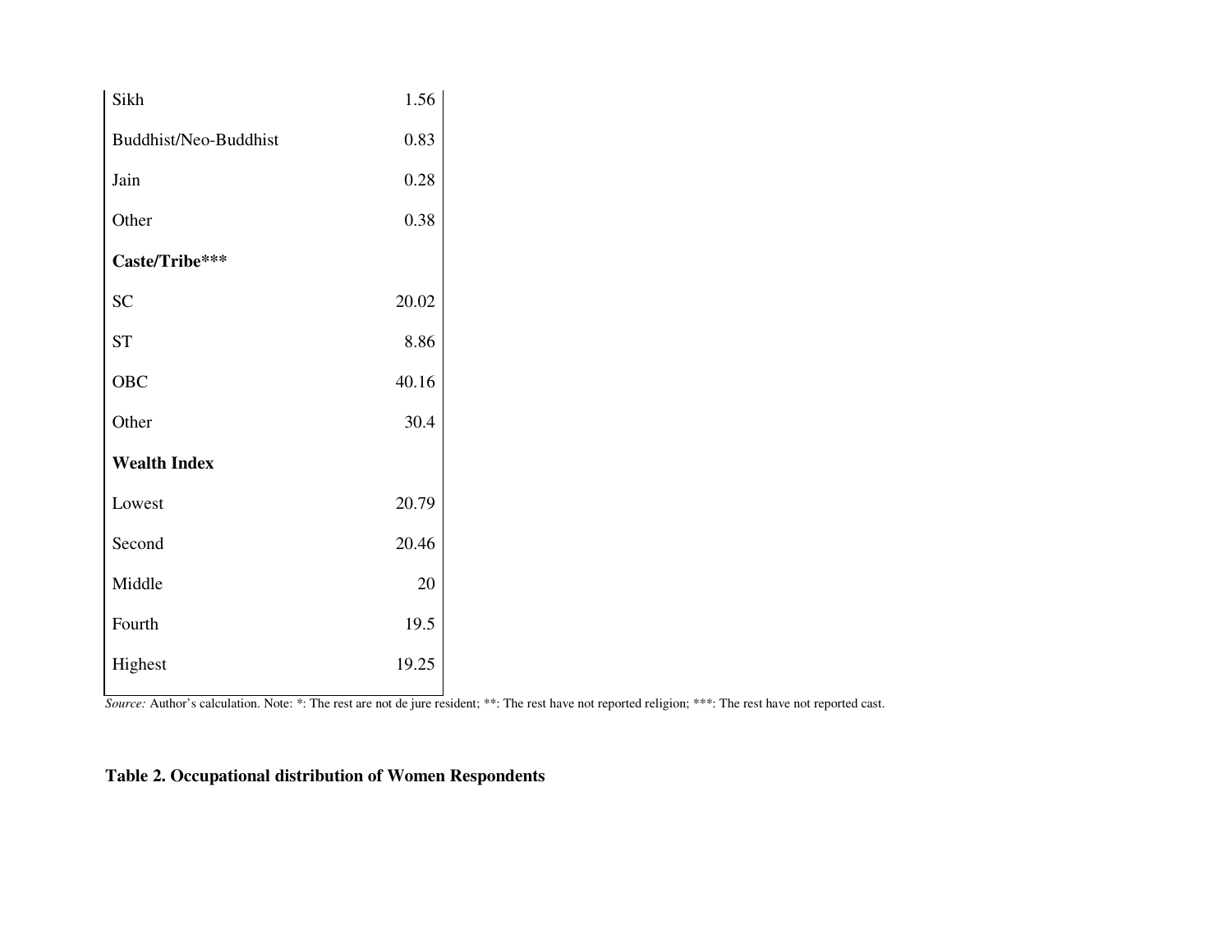| | |
|---|---|
| Sikh | 1.56 |
| Buddhist/Neo-Buddhist | 0.83 |
| Jain | 0.28 |
| Other | 0.38 |
| **Caste/Tribe*** ** | |
| SC | 20.02 |
| ST | 8.86 |
| OBC | 40.16 |
| Other | 30.4 |
| **Wealth Index** | |
| Lowest | 20.79 |
| Second | 20.46 |
| Middle | 20 |
| Fourth | 19.5 |
| Highest | 19.25 |

*Source:* Author's calculation. Note: *: The rest are not de jure resident; **: The rest have not reported religion; ***: The rest have not reported cast.

**Table 2. Occupational distribution of Women Respondents**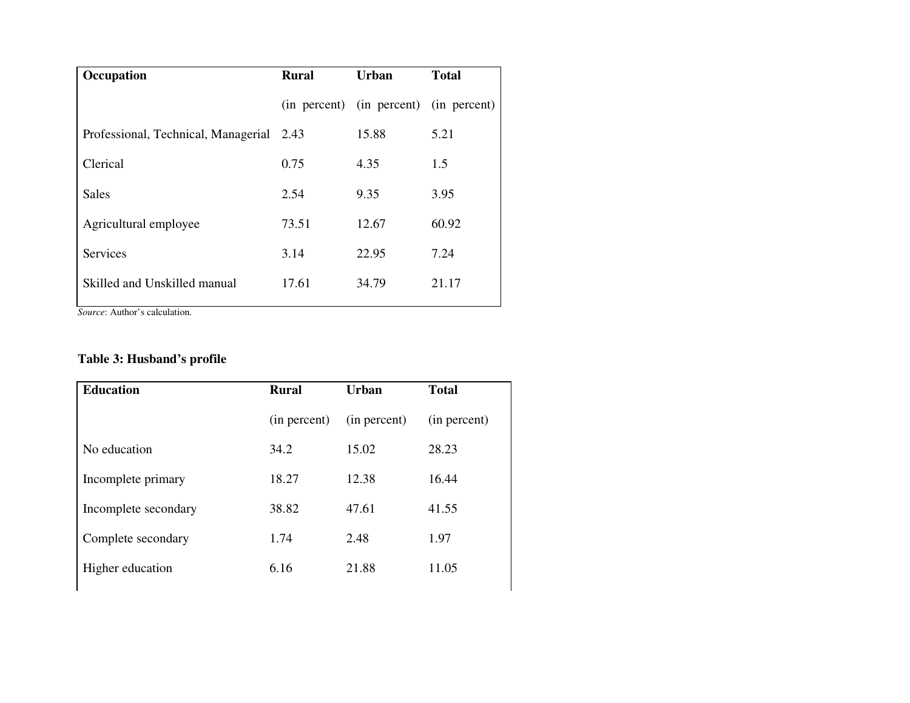| Occupation | Rural | Urban | Total |
|---|---|---|---|
| | (in percent) | (in percent) | (in percent) |
| Professional, Technical, Managerial | 2.43 | 15.88 | 5.21 |
| Clerical | 0.75 | 4.35 | 1.5 |
| Sales | 2.54 | 9.35 | 3.95 |
| Agricultural employee | 73.51 | 12.67 | 60.92 |
| Services | 3.14 | 22.95 | 7.24 |
| Skilled and Unskilled manual | 17.61 | 34.79 | 21.17 |

*Source*: Author's calculation.

**Table 3: Husband's profile**

| Education | Rural | Urban | Total |
|---|---|---|---|
| | (in percent) | (in percent) | (in percent) |
| No education | 34.2 | 15.02 | 28.23 |
| Incomplete primary | 18.27 | 12.38 | 16.44 |
| Incomplete secondary | 38.82 | 47.61 | 41.55 |
| Complete secondary | 1.74 | 2.48 | 1.97 |
| Higher education | 6.16 | 21.88 | 11.05 |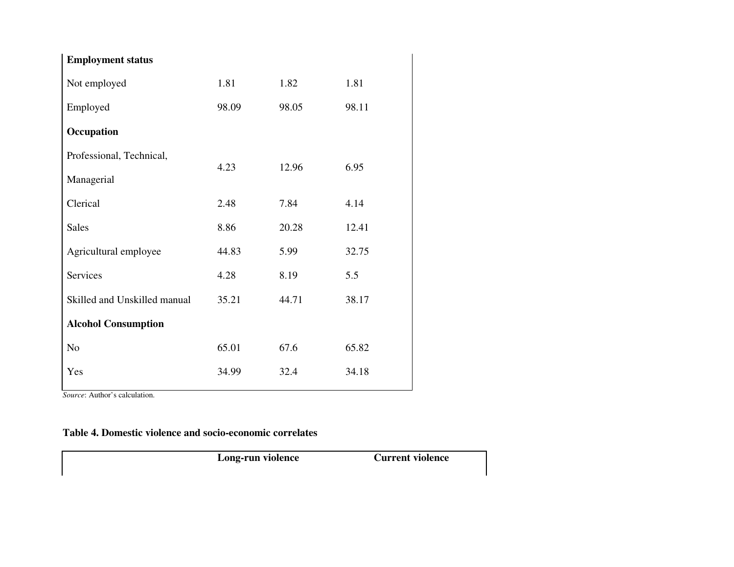| | | | |
|---|---|---|---|
| **Employment status** | | | |
| Not employed | 1.81 | 1.82 | 1.81 |
| Employed | 98.09 | 98.05 | 98.11 |
| **Occupation** | | | |
| Professional, Technical, Managerial | 4.23 | 12.96 | 6.95 |
| Clerical | 2.48 | 7.84 | 4.14 |
| Sales | 8.86 | 20.28 | 12.41 |
| Agricultural employee | 44.83 | 5.99 | 32.75 |
| Services | 4.28 | 8.19 | 5.5 |
| Skilled and Unskilled manual | 35.21 | 44.71 | 38.17 |
| **Alcohol Consumption** | | | |
| No | 65.01 | 67.6 | 65.82 |
| Yes | 34.99 | 32.4 | 34.18 |

*Source*: Author's calculation.

**Table 4. Domestic violence and socio-economic correlates**

| | Long-run violence | Current violence |
|---|---|---|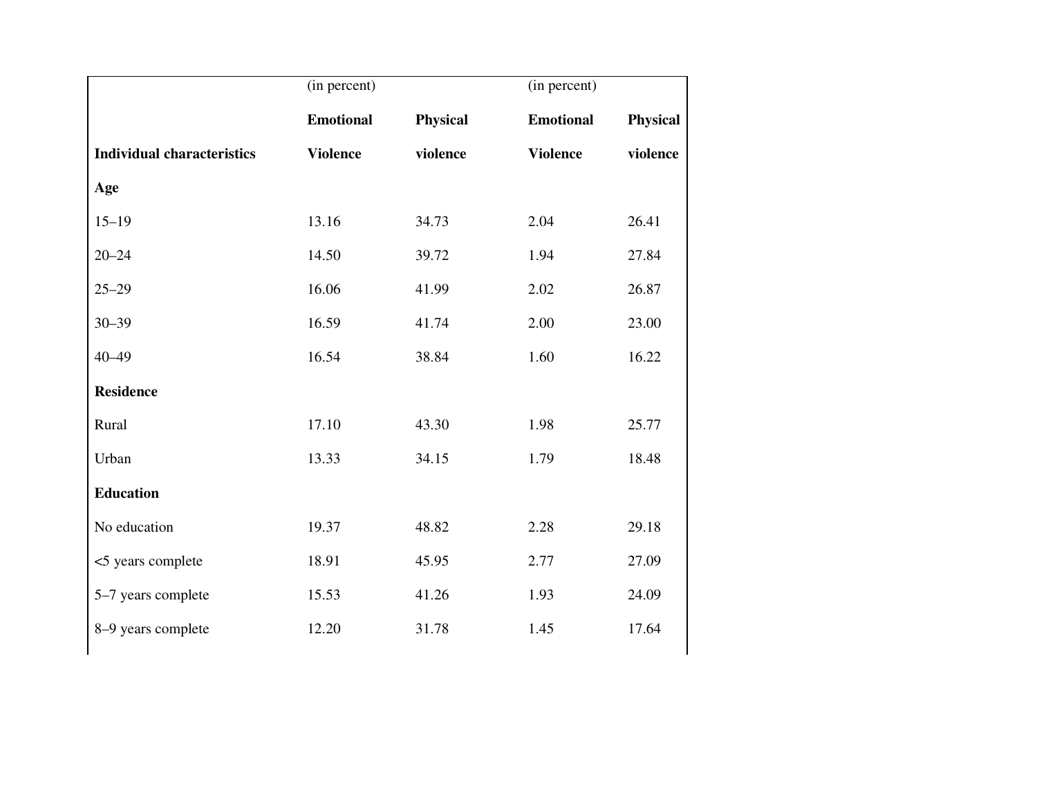| | (in percent) | | (in percent) | |
|---|---|---|---|---|
| **Individual characteristics** | **Emotional Violence** | **Physical violence** | **Emotional Violence** | **Physical violence** |
| **Age** | | | | |
| 15–19 | 13.16 | 34.73 | 2.04 | 26.41 |
| 20–24 | 14.50 | 39.72 | 1.94 | 27.84 |
| 25–29 | 16.06 | 41.99 | 2.02 | 26.87 |
| 30–39 | 16.59 | 41.74 | 2.00 | 23.00 |
| 40–49 | 16.54 | 38.84 | 1.60 | 16.22 |
| **Residence** | | | | |
| Rural | 17.10 | 43.30 | 1.98 | 25.77 |
| Urban | 13.33 | 34.15 | 1.79 | 18.48 |
| **Education** | | | | |
| No education | 19.37 | 48.82 | 2.28 | 29.18 |
| <5 years complete | 18.91 | 45.95 | 2.77 | 27.09 |
| 5–7 years complete | 15.53 | 41.26 | 1.93 | 24.09 |
| 8–9 years complete | 12.20 | 31.78 | 1.45 | 17.64 |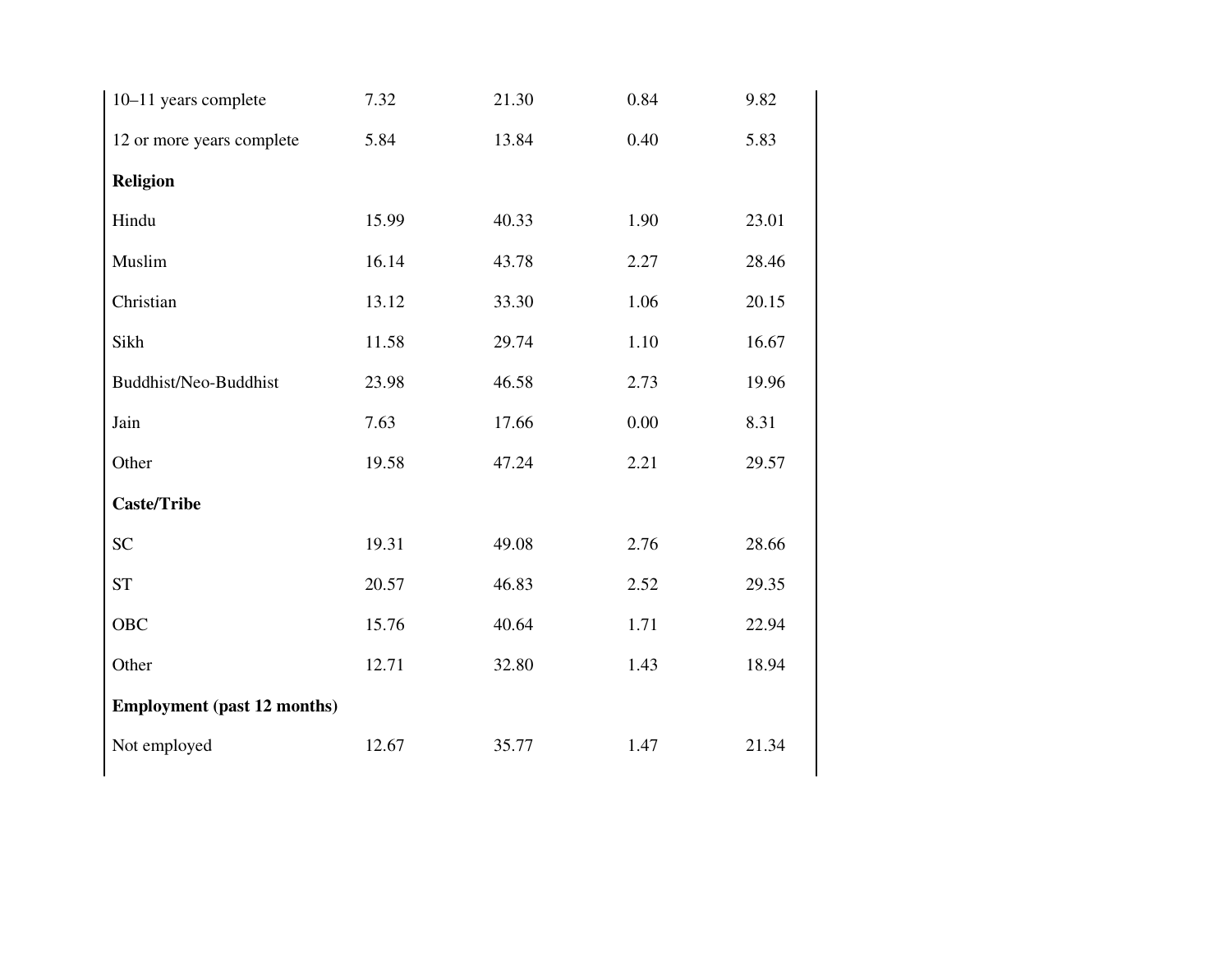| | | | | |
|---|---|---|---|---|
| 10–11 years complete | 7.32 | 21.30 | 0.84 | 9.82 |
| 12 or more years complete | 5.84 | 13.84 | 0.40 | 5.83 |
| **Religion** | | | | |
| Hindu | 15.99 | 40.33 | 1.90 | 23.01 |
| Muslim | 16.14 | 43.78 | 2.27 | 28.46 |
| Christian | 13.12 | 33.30 | 1.06 | 20.15 |
| Sikh | 11.58 | 29.74 | 1.10 | 16.67 |
| Buddhist/Neo-Buddhist | 23.98 | 46.58 | 2.73 | 19.96 |
| Jain | 7.63 | 17.66 | 0.00 | 8.31 |
| Other | 19.58 | 47.24 | 2.21 | 29.57 |
| **Caste/Tribe** | | | | |
| SC | 19.31 | 49.08 | 2.76 | 28.66 |
| ST | 20.57 | 46.83 | 2.52 | 29.35 |
| OBC | 15.76 | 40.64 | 1.71 | 22.94 |
| Other | 12.71 | 32.80 | 1.43 | 18.94 |
| **Employment (past 12 months)** | | | | |
| Not employed | 12.67 | 35.77 | 1.47 | 21.34 |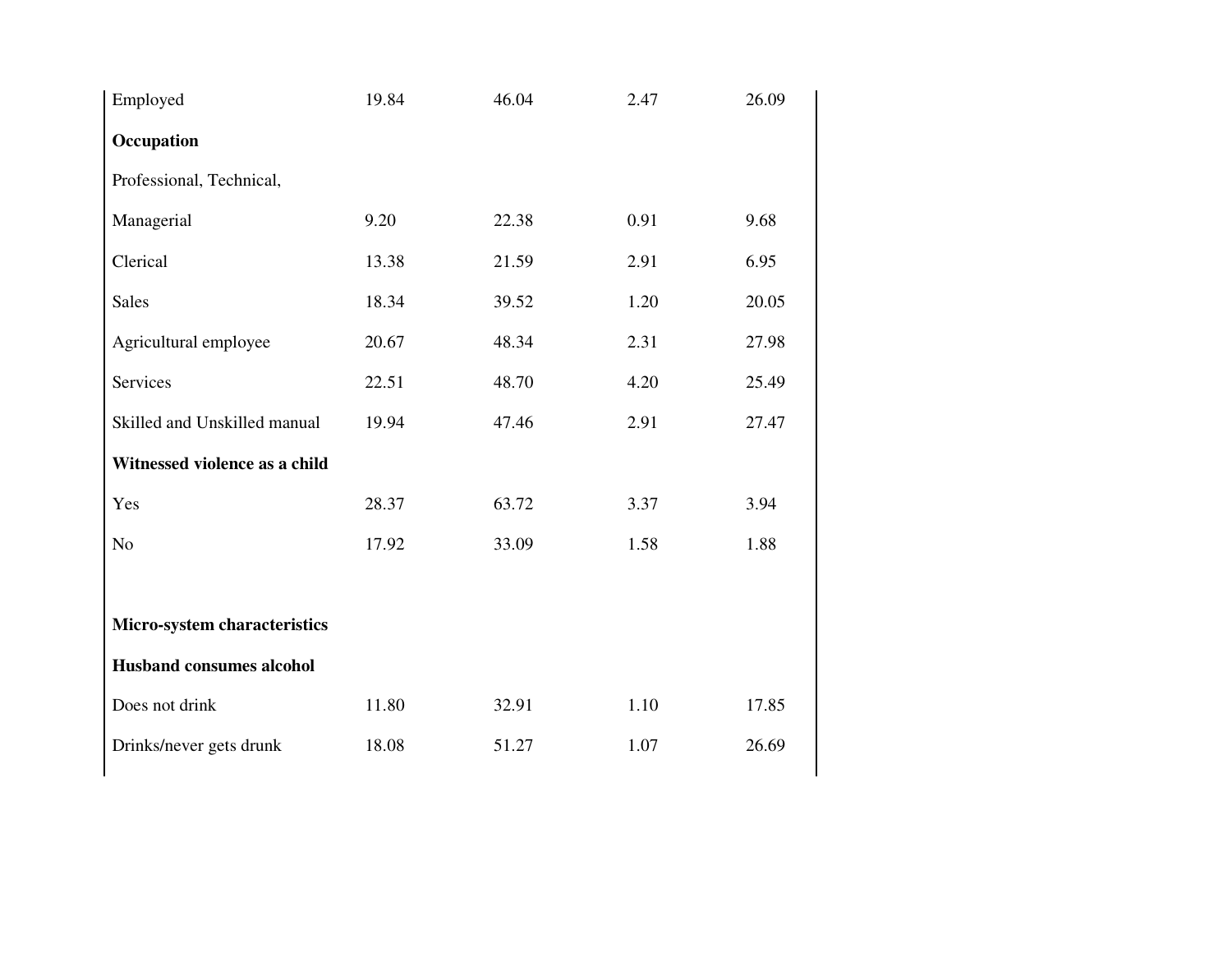| | | | | |
|---|---|---|---|---|
| Employed | 19.84 | 46.04 | 2.47 | 26.09 |
| **Occupation** | | | | |
| Professional, Technical, Managerial | 9.20 | 22.38 | 0.91 | 9.68 |
| Clerical | 13.38 | 21.59 | 2.91 | 6.95 |
| Sales | 18.34 | 39.52 | 1.20 | 20.05 |
| Agricultural employee | 20.67 | 48.34 | 2.31 | 27.98 |
| Services | 22.51 | 48.70 | 4.20 | 25.49 |
| Skilled and Unskilled manual | 19.94 | 47.46 | 2.91 | 27.47 |
| **Witnessed violence as a child** | | | | |
| Yes | 28.37 | 63.72 | 3.37 | 3.94 |
| No | 17.92 | 33.09 | 1.58 | 1.88 |
| | | | | |
| **Micro-system characteristics** | | | | |
| **Husband consumes alcohol** | | | | |
| Does not drink | 11.80 | 32.91 | 1.10 | 17.85 |
| Drinks/never gets drunk | 18.08 | 51.27 | 1.07 | 26.69 |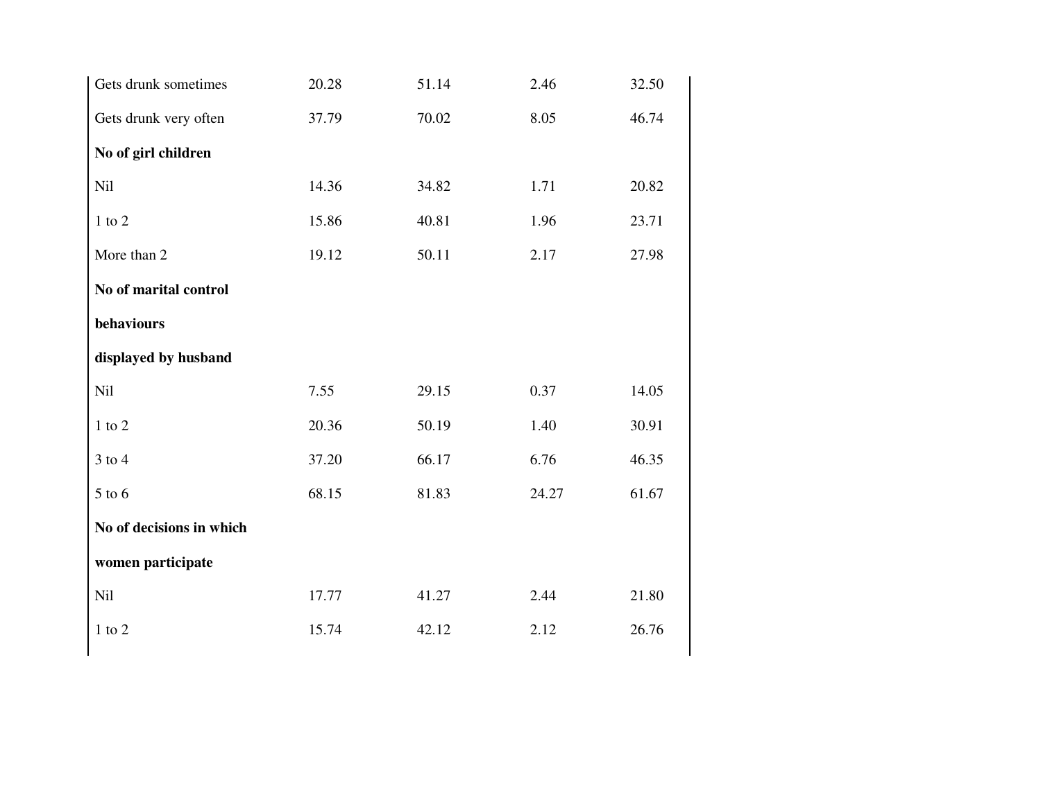| | | | | |
|---|---|---|---|---|
| Gets drunk sometimes | 20.28 | 51.14 | 2.46 | 32.50 |
| Gets drunk very often | 37.79 | 70.02 | 8.05 | 46.74 |
| **No of girl children** | | | | |
| Nil | 14.36 | 34.82 | 1.71 | 20.82 |
| 1 to 2 | 15.86 | 40.81 | 1.96 | 23.71 |
| More than 2 | 19.12 | 50.11 | 2.17 | 27.98 |
| **No of marital control behaviours displayed by husband** | | | | |
| Nil | 7.55 | 29.15 | 0.37 | 14.05 |
| 1 to 2 | 20.36 | 50.19 | 1.40 | 30.91 |
| 3 to 4 | 37.20 | 66.17 | 6.76 | 46.35 |
| 5 to 6 | 68.15 | 81.83 | 24.27 | 61.67 |
| **No of decisions in which women participate** | | | | |
| Nil | 17.77 | 41.27 | 2.44 | 21.80 |
| 1 to 2 | 15.74 | 42.12 | 2.12 | 26.76 |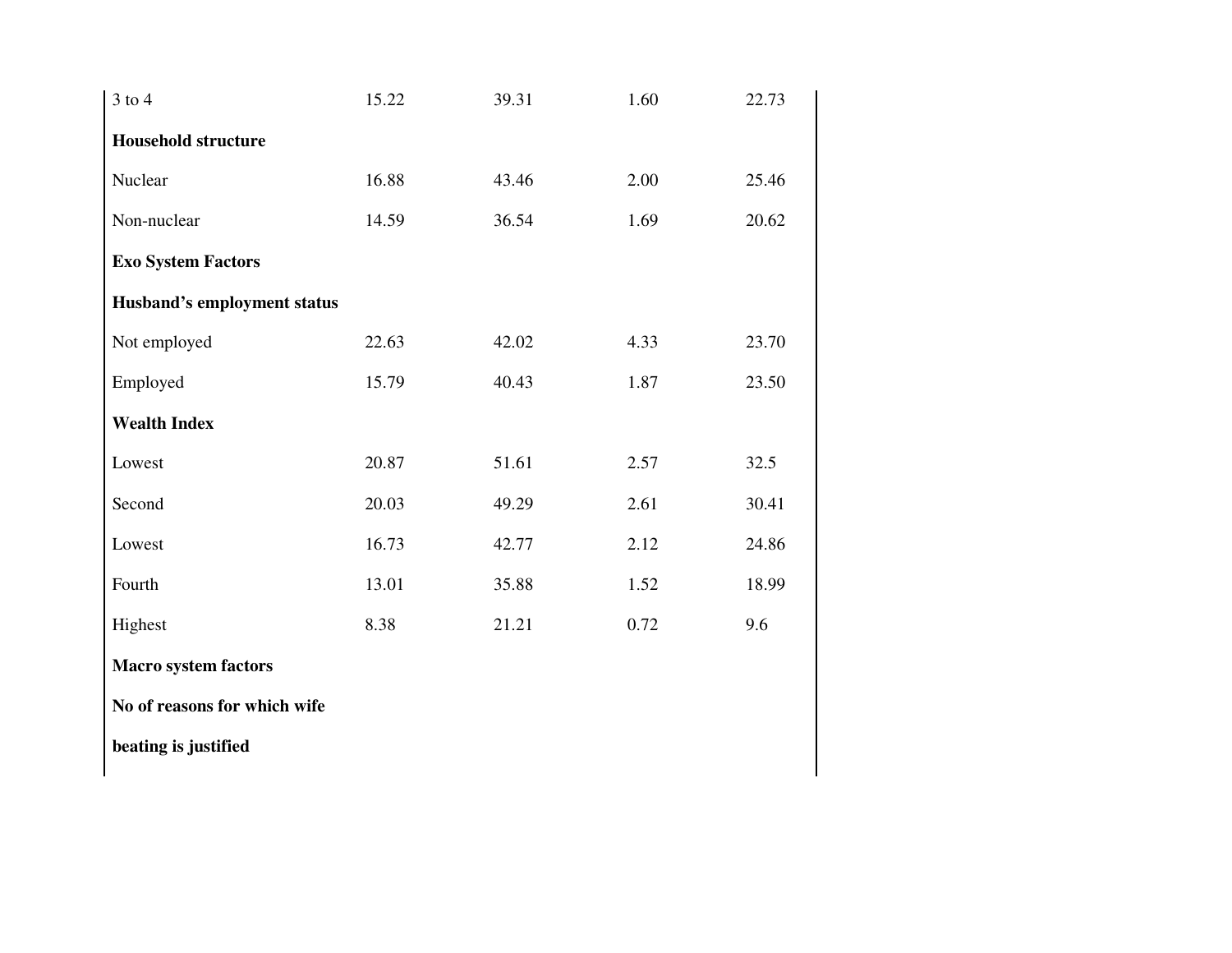| | | | | |
|---|---|---|---|---|
| 3 to 4 | 15.22 | 39.31 | 1.60 | 22.73 |
| **Household structure** | | | | |
| Nuclear | 16.88 | 43.46 | 2.00 | 25.46 |
| Non-nuclear | 14.59 | 36.54 | 1.69 | 20.62 |
| **Exo System Factors** | | | | |
| **Husband's employment status** | | | | |
| Not employed | 22.63 | 42.02 | 4.33 | 23.70 |
| Employed | 15.79 | 40.43 | 1.87 | 23.50 |
| **Wealth Index** | | | | |
| Lowest | 20.87 | 51.61 | 2.57 | 32.5 |
| Second | 20.03 | 49.29 | 2.61 | 30.41 |
| Lowest | 16.73 | 42.77 | 2.12 | 24.86 |
| Fourth | 13.01 | 35.88 | 1.52 | 18.99 |
| Highest | 8.38 | 21.21 | 0.72 | 9.6 |
| **Macro system factors** | | | | |
| **No of reasons for which wife beating is justified** | | | | |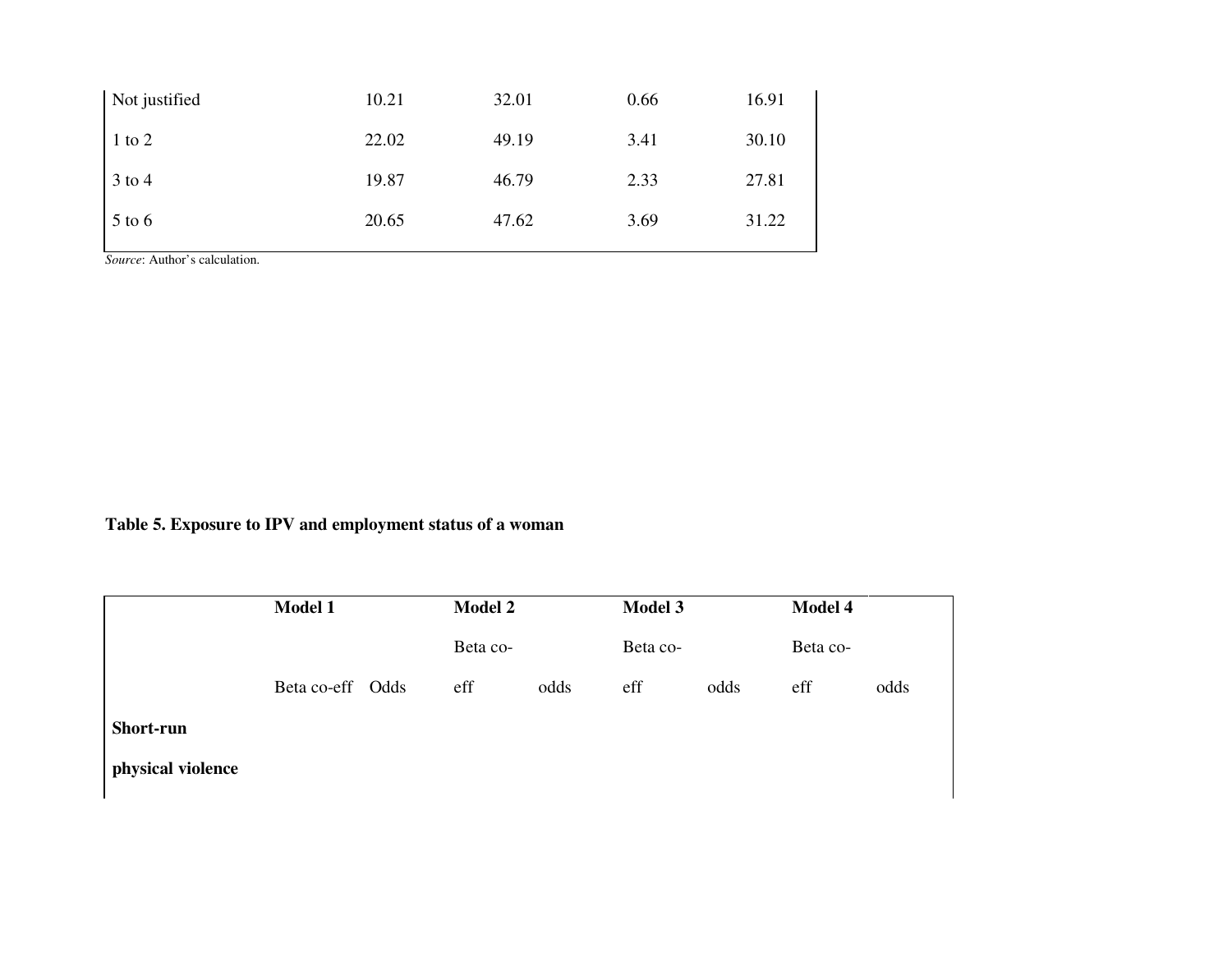| | | | | |
|---|---|---|---|---|
| Not justified | 10.21 | 32.01 | 0.66 | 16.91 |
| 1 to 2 | 22.02 | 49.19 | 3.41 | 30.10 |
| 3 to 4 | 19.87 | 46.79 | 2.33 | 27.81 |
| 5 to 6 | 20.65 | 47.62 | 3.69 | 31.22 |

*Source*: Author's calculation.

**Table 5. Exposure to IPV and employment status of a woman**

| | **Model 1** | | **Model 2** | | **Model 3** | | **Model 4** | |
|---|---|---|---|---|---|---|---|---|
| | Beta co-eff | Odds | Beta co-eff | odds | Beta co-eff | odds | Beta co-eff | odds |
| **Short-run** | | | | | | | | |
| **physical violence** | | | | | | | | |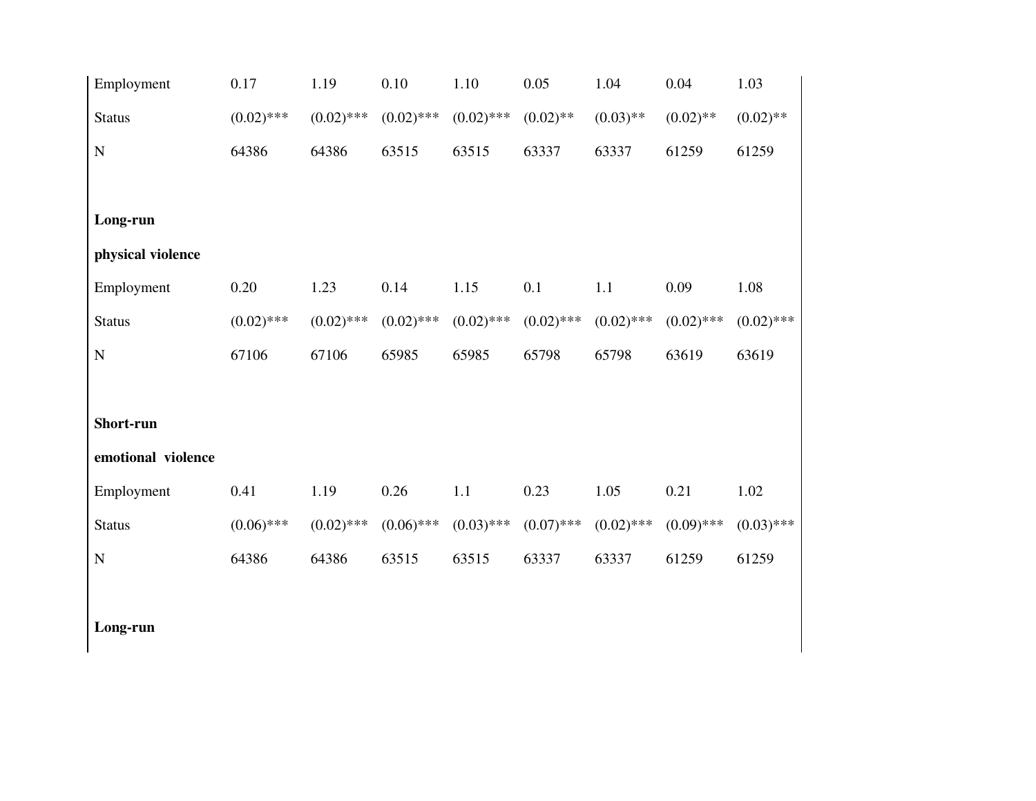| | | | | | | | | |
|---|---|---|---|---|---|---|---|---|
| Employment | 0.17 | 1.19 | 0.10 | 1.10 | 0.05 | 1.04 | 0.04 | 1.03 |
| Status | (0.02)*** | (0.02)*** | (0.02)*** | (0.02)*** | (0.02)** | (0.03)** | (0.02)** | (0.02)** |
| N | 64386 | 64386 | 63515 | 63515 | 63337 | 63337 | 61259 | 61259 |
| | | | | | | | | |
| **Long-run** | | | | | | | | |
| **physical violence** | | | | | | | | |
| Employment | 0.20 | 1.23 | 0.14 | 1.15 | 0.1 | 1.1 | 0.09 | 1.08 |
| Status | (0.02)*** | (0.02)*** | (0.02)*** | (0.02)*** | (0.02)*** | (0.02)*** | (0.02)*** | (0.02)*** |
| N | 67106 | 67106 | 65985 | 65985 | 65798 | 65798 | 63619 | 63619 |
| | | | | | | | | |
| **Short-run** | | | | | | | | |
| **emotional violence** | | | | | | | | |
| Employment | 0.41 | 1.19 | 0.26 | 1.1 | 0.23 | 1.05 | 0.21 | 1.02 |
| Status | (0.06)*** | (0.02)*** | (0.06)*** | (0.03)*** | (0.07)*** | (0.02)*** | (0.09)*** | (0.03)*** |
| N | 64386 | 64386 | 63515 | 63515 | 63337 | 63337 | 61259 | 61259 |
| | | | | | | | | |
| **Long-run** | | | | | | | | |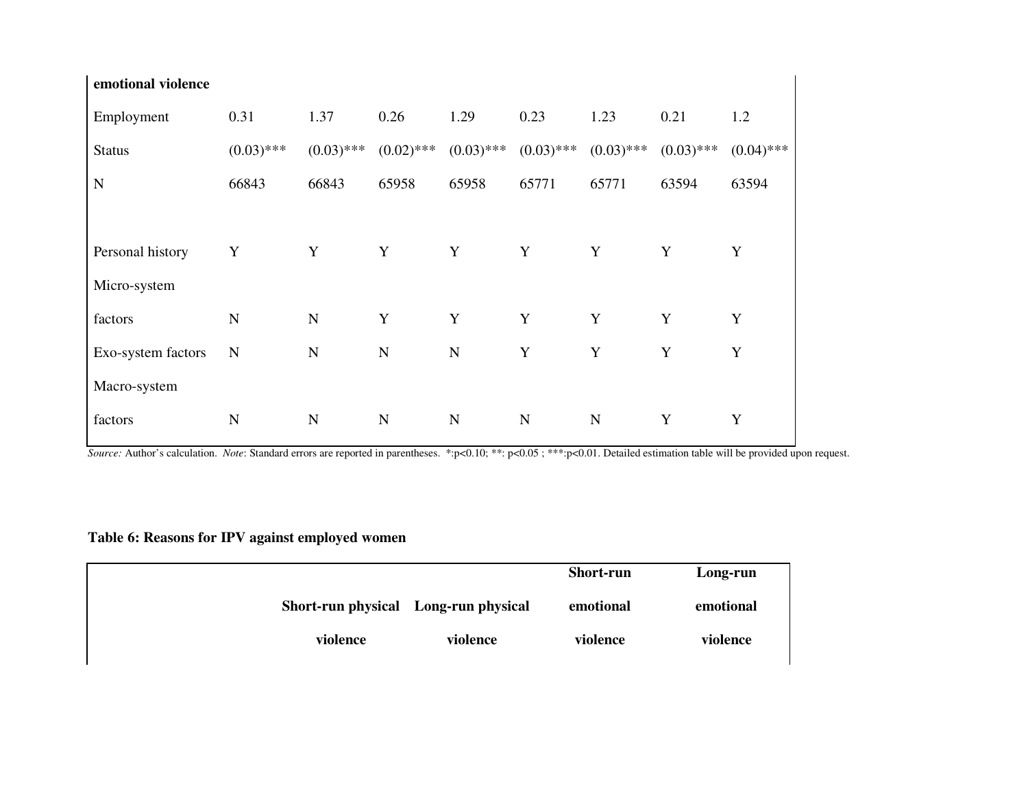| **emotional violence** | | | | | | | | |
|---|---|---|---|---|---|---|---|---|
| Employment Status | 0.31 (0.03)*** | 1.37 (0.03)*** | 0.26 (0.02)*** | 1.29 (0.03)*** | 0.23 (0.03)*** | 1.23 (0.03)*** | 0.21 (0.03)*** | 1.2 (0.04)*** |
| N | 66843 | 66843 | 65958 | 65958 | 65771 | 65771 | 63594 | 63594 |
| | | | | | | | | |
| Personal history | Y | Y | Y | Y | Y | Y | Y | Y |
| Micro-system factors | N | N | Y | Y | Y | Y | Y | Y |
| Exo-system factors | N | N | N | N | Y | Y | Y | Y |
| Macro-system factors | N | N | N | N | N | N | Y | Y |

*Source:* Author's calculation. *Note*: Standard errors are reported in parentheses. *:p<0.10; **: p<0.05 ; ***:p<0.01. Detailed estimation table will be provided upon request.

**Table 6: Reasons for IPV against employed women**

| | **Short-run physical violence** | **Long-run physical violence** | **Short-run emotional violence** | **Long-run emotional violence** |
|---|---|---|---|---|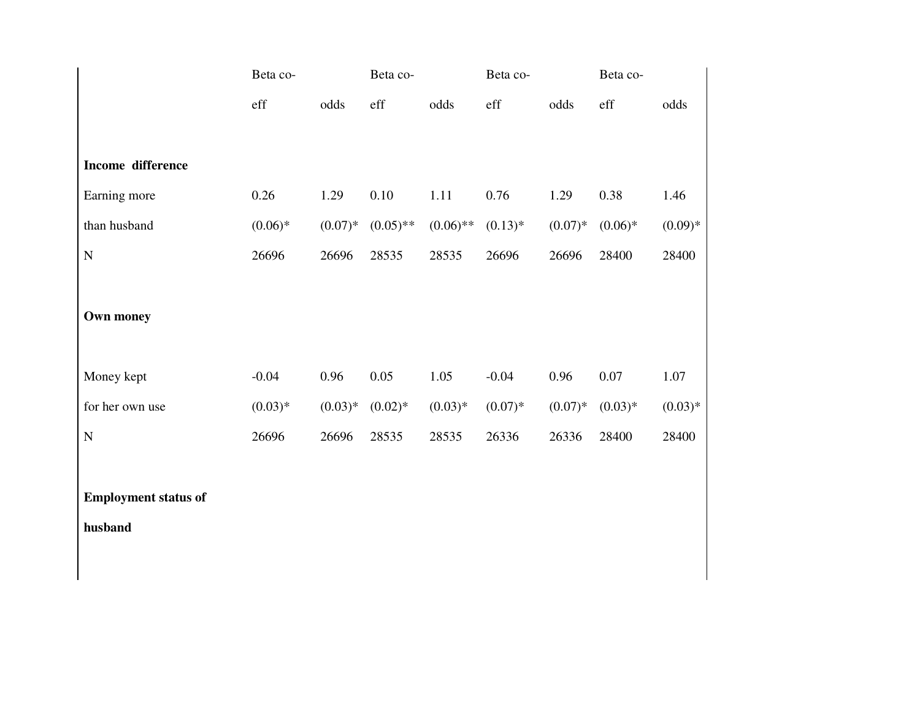| | Beta co-eff | odds | Beta co-eff | odds | Beta co-eff | odds | Beta co-eff | odds |
|---|---|---|---|---|---|---|---|---|
| **Income difference** | | | | | | | | |
| Earning more | 0.26 | 1.29 | 0.10 | 1.11 | 0.76 | 1.29 | 0.38 | 1.46 |
| than husband | (0.06)* | (0.07)* | (0.05)** | (0.06)** | (0.13)* | (0.07)* | (0.06)* | (0.09)* |
| N | 26696 | 26696 | 28535 | 28535 | 26696 | 26696 | 28400 | 28400 |
| **Own money** | | | | | | | | |
| Money kept | -0.04 | 0.96 | 0.05 | 1.05 | -0.04 | 0.96 | 0.07 | 1.07 |
| for her own use | (0.03)* | (0.03)* | (0.02)* | (0.03)* | (0.07)* | (0.07)* | (0.03)* | (0.03)* |
| N | 26696 | 26696 | 28535 | 28535 | 26336 | 26336 | 28400 | 28400 |
| **Employment status of husband** | | | | | | | | |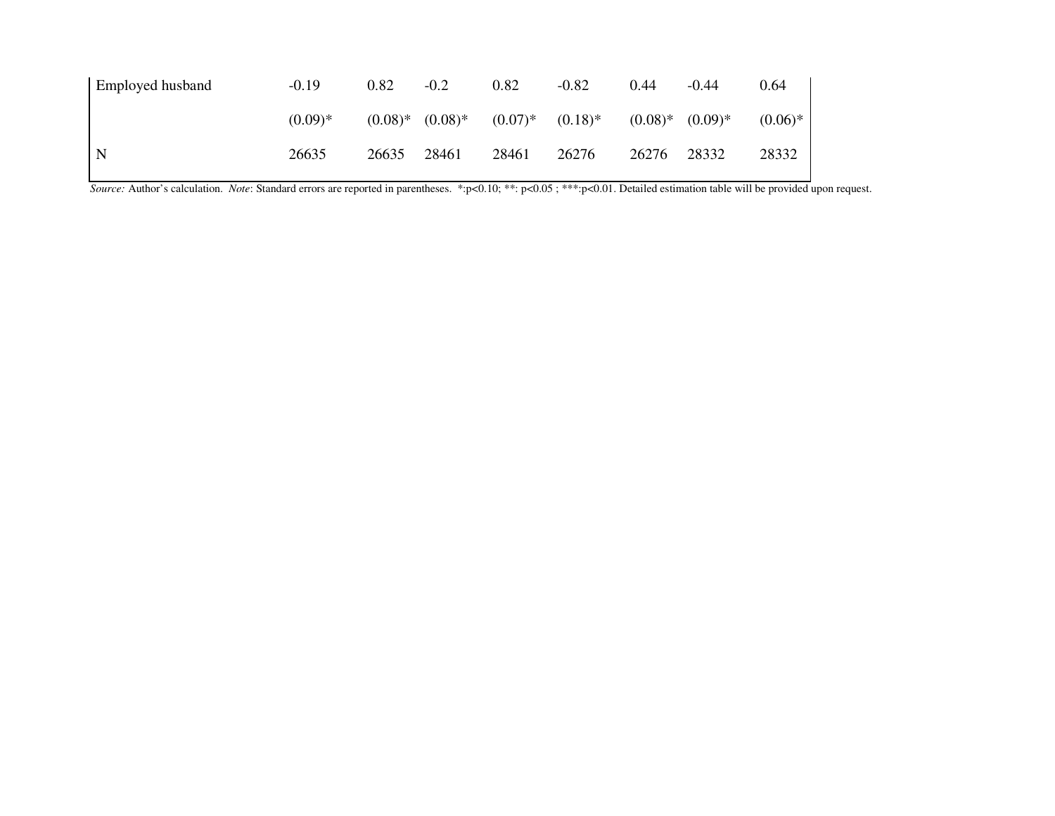| | | | | | | | | |
|---|---|---|---|---|---|---|---|---|
| Employed husband | -0.19 | 0.82 | -0.2 | 0.82 | -0.82 | 0.44 | -0.44 | 0.64 |
| | (0.09)* | (0.08)* | (0.08)* | (0.07)* | (0.18)* | (0.08)* | (0.09)* | (0.06)* |
| N | 26635 | 26635 | 28461 | 28461 | 26276 | 26276 | 28332 | 28332 |

*Source:* Author's calculation. *Note*: Standard errors are reported in parentheses. *:p<0.10; **: p<0.05 ; ***:p<0.01. Detailed estimation table will be provided upon request.